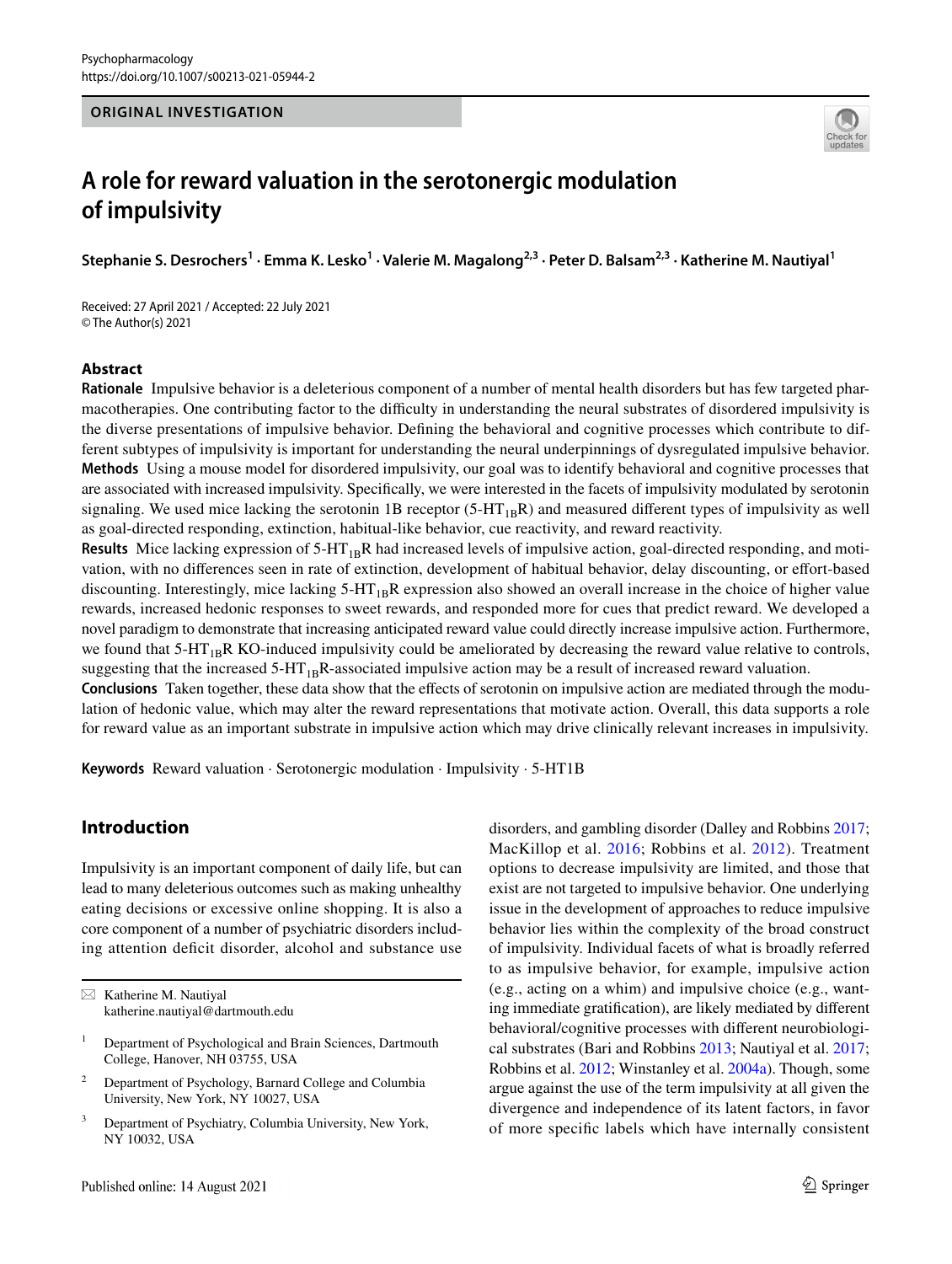Psychopharmacology
https://doi.org/10.1007/s00213-021-05944-2

**ORIGINAL INVESTIGATION**

# A role for reward valuation in the serotonergic modulation of impulsivity

**Stephanie S. Desrochers[1] · Emma K. Lesko[1] · Valerie M. Magalong[2,3] · Peter D. Balsam[2,3] · Katherine M. Nautiyal[1]**

Received: 27 April 2021 / Accepted: 22 July 2021
© The Author(s) 2021

## Abstract

**Rationale** Impulsive behavior is a deleterious component of a number of mental health disorders but has few targeted pharmacotherapies. One contributing factor to the difficulty in understanding the neural substrates of disordered impulsivity is the diverse presentations of impulsive behavior. Defining the behavioral and cognitive processes which contribute to different subtypes of impulsivity is important for understanding the neural underpinnings of dysregulated impulsive behavior.

**Methods** Using a mouse model for disordered impulsivity, our goal was to identify behavioral and cognitive processes that are associated with increased impulsivity. Specifically, we were interested in the facets of impulsivity modulated by serotonin signaling. We used mice lacking the serotonin 1B receptor ($5\text{-HT}_{1B}$R) and measured different types of impulsivity as well as goal-directed responding, extinction, habitual-like behavior, cue reactivity, and reward reactivity.

**Results** Mice lacking expression of $5\text{-HT}_{1B}$R had increased levels of impulsive action, goal-directed responding, and motivation, with no differences seen in rate of extinction, development of habitual behavior, delay discounting, or effort-based discounting. Interestingly, mice lacking $5\text{-HT}_{1B}$R expression also showed an overall increase in the choice of higher value rewards, increased hedonic responses to sweet rewards, and responded more for cues that predict reward. We developed a novel paradigm to demonstrate that increasing anticipated reward value could directly increase impulsive action. Furthermore, we found that $5\text{-HT}_{1B}$R KO-induced impulsivity could be ameliorated by decreasing the reward value relative to controls, suggesting that the increased $5\text{-HT}_{1B}$R-associated impulsive action may be a result of increased reward valuation.

**Conclusions** Taken together, these data show that the effects of serotonin on impulsive action are mediated through the modulation of hedonic value, which may alter the reward representations that motivate action. Overall, this data supports a role for reward value as an important substrate in impulsive action which may drive clinically relevant increases in impulsivity.

**Keywords** Reward valuation · Serotonergic modulation · Impulsivity · 5-HT1B

## Introduction

Impulsivity is an important component of daily life, but can lead to many deleterious outcomes such as making unhealthy eating decisions or excessive online shopping. It is also a core component of a number of psychiatric disorders including attention deficit disorder, alcohol and substance use disorders, and gambling disorder (Dalley and Robbins 2017; MacKillop et al. 2016; Robbins et al. 2012). Treatment options to decrease impulsivity are limited, and those that exist are not targeted to impulsive behavior. One underlying issue in the development of approaches to reduce impulsive behavior lies within the complexity of the broad construct of impulsivity. Individual facets of what is broadly referred to as impulsive behavior, for example, impulsive action (e.g., acting on a whim) and impulsive choice (e.g., wanting immediate gratification), are likely mediated by different behavioral/cognitive processes with different neurobiological substrates (Bari and Robbins 2013; Nautiyal et al. 2017; Robbins et al. 2012; Winstanley et al. 2004a). Though, some argue against the use of the term impulsivity at all given the divergence and independence of its latent factors, in favor of more specific labels which have internally consistent

---

✉ Katherine M. Nautiyal
katherine.nautiyal@dartmouth.edu

[1] Department of Psychological and Brain Sciences, Dartmouth College, Hanover, NH 03755, USA

[2] Department of Psychology, Barnard College and Columbia University, New York, NY 10027, USA

[3] Department of Psychiatry, Columbia University, New York, NY 10032, USA

Published online: 14 August 2021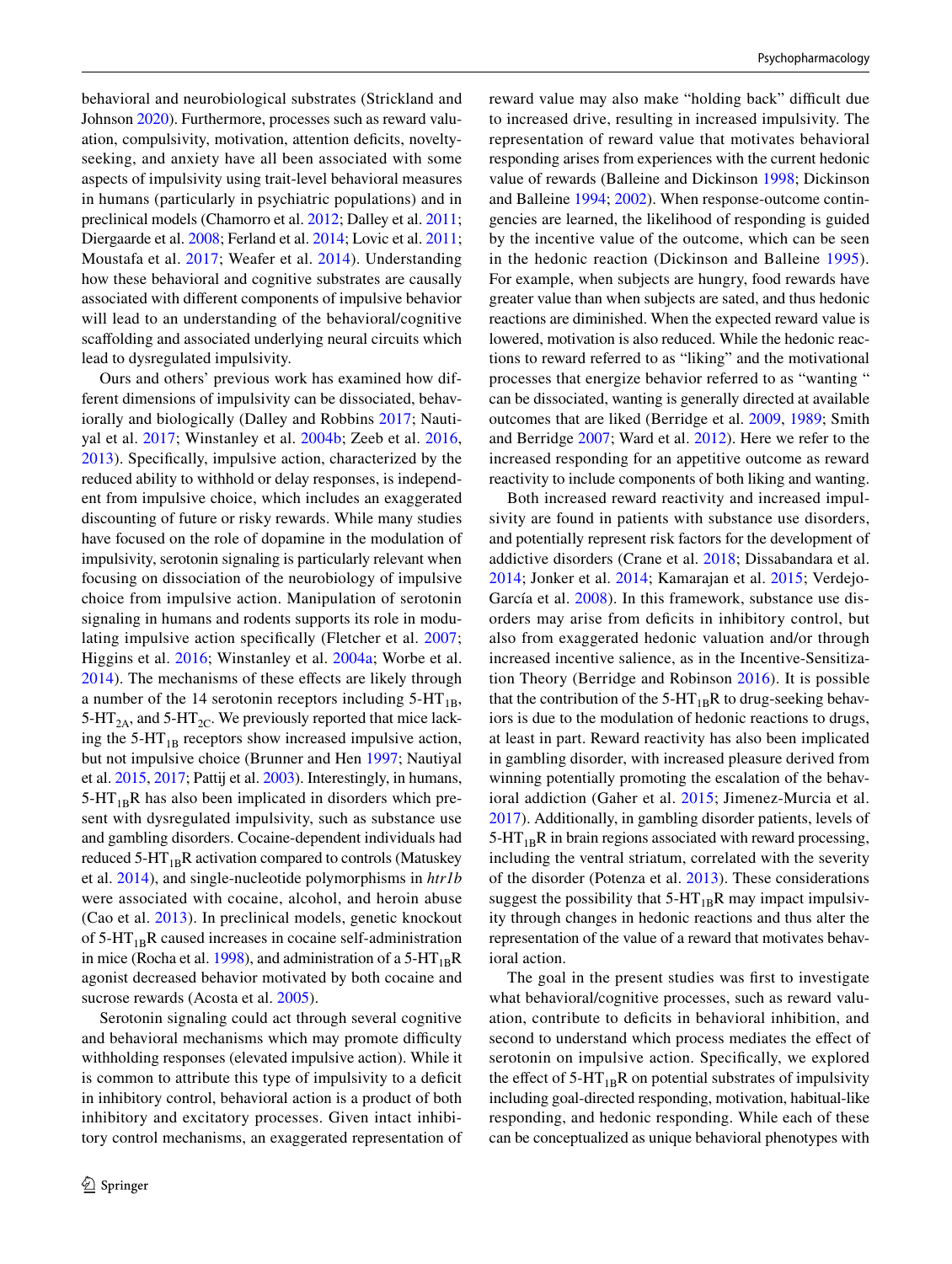behavioral and neurobiological substrates (Strickland and Johnson 2020). Furthermore, processes such as reward valuation, compulsivity, motivation, attention deficits, novelty-seeking, and anxiety have all been associated with some aspects of impulsivity using trait-level behavioral measures in humans (particularly in psychiatric populations) and in preclinical models (Chamorro et al. 2012; Dalley et al. 2011; Diergaarde et al. 2008; Ferland et al. 2014; Lovic et al. 2011; Moustafa et al. 2017; Weafer et al. 2014). Understanding how these behavioral and cognitive substrates are causally associated with different components of impulsive behavior will lead to an understanding of the behavioral/cognitive scaffolding and associated underlying neural circuits which lead to dysregulated impulsivity.

Ours and others' previous work has examined how different dimensions of impulsivity can be dissociated, behaviorally and biologically (Dalley and Robbins 2017; Nautiyal et al. 2017; Winstanley et al. 2004b; Zeeb et al. 2016, 2013). Specifically, impulsive action, characterized by the reduced ability to withhold or delay responses, is independent from impulsive choice, which includes an exaggerated discounting of future or risky rewards. While many studies have focused on the role of dopamine in the modulation of impulsivity, serotonin signaling is particularly relevant when focusing on dissociation of the neurobiology of impulsive choice from impulsive action. Manipulation of serotonin signaling in humans and rodents supports its role in modulating impulsive action specifically (Fletcher et al. 2007; Higgins et al. 2016; Winstanley et al. 2004a; Worbe et al. 2014). The mechanisms of these effects are likely through a number of the 14 serotonin receptors including 5-$HT_{1B}$, 5-$HT_{2A}$, and 5-$HT_{2C}$. We previously reported that mice lacking the 5-$HT_{1B}$ receptors show increased impulsive action, but not impulsive choice (Brunner and Hen 1997; Nautiyal et al. 2015, 2017; Pattij et al. 2003). Interestingly, in humans, 5-$HT_{1B}$R has also been implicated in disorders which present with dysregulated impulsivity, such as substance use and gambling disorders. Cocaine-dependent individuals had reduced 5-$HT_{1B}$R activation compared to controls (Matuskey et al. 2014), and single-nucleotide polymorphisms in *htr1b* were associated with cocaine, alcohol, and heroin abuse (Cao et al. 2013). In preclinical models, genetic knockout of 5-$HT_{1B}$R caused increases in cocaine self-administration in mice (Rocha et al. 1998), and administration of a 5-$HT_{1B}$R agonist decreased behavior motivated by both cocaine and sucrose rewards (Acosta et al. 2005).

Serotonin signaling could act through several cognitive and behavioral mechanisms which may promote difficulty withholding responses (elevated impulsive action). While it is common to attribute this type of impulsivity to a deficit in inhibitory control, behavioral action is a product of both inhibitory and excitatory processes. Given intact inhibitory control mechanisms, an exaggerated representation of reward value may also make "holding back" difficult due to increased drive, resulting in increased impulsivity. The representation of reward value that motivates behavioral responding arises from experiences with the current hedonic value of rewards (Balleine and Dickinson 1998; Dickinson and Balleine 1994; 2002). When response-outcome contingencies are learned, the likelihood of responding is guided by the incentive value of the outcome, which can be seen in the hedonic reaction (Dickinson and Balleine 1995). For example, when subjects are hungry, food rewards have greater value than when subjects are sated, and thus hedonic reactions are diminished. When the expected reward value is lowered, motivation is also reduced. While the hedonic reactions to reward referred to as "liking" and the motivational processes that energize behavior referred to as "wanting " can be dissociated, wanting is generally directed at available outcomes that are liked (Berridge et al. 2009, 1989; Smith and Berridge 2007; Ward et al. 2012). Here we refer to the increased responding for an appetitive outcome as reward reactivity to include components of both liking and wanting.

Both increased reward reactivity and increased impulsivity are found in patients with substance use disorders, and potentially represent risk factors for the development of addictive disorders (Crane et al. 2018; Dissabandara et al. 2014; Jonker et al. 2014; Kamarajan et al. 2015; Verdejo-García et al. 2008). In this framework, substance use disorders may arise from deficits in inhibitory control, but also from exaggerated hedonic valuation and/or through increased incentive salience, as in the Incentive-Sensitization Theory (Berridge and Robinson 2016). It is possible that the contribution of the 5-$HT_{1B}$R to drug-seeking behaviors is due to the modulation of hedonic reactions to drugs, at least in part. Reward reactivity has also been implicated in gambling disorder, with increased pleasure derived from winning potentially promoting the escalation of the behavioral addiction (Gaher et al. 2015; Jimenez-Murcia et al. 2017). Additionally, in gambling disorder patients, levels of 5-$HT_{1B}$R in brain regions associated with reward processing, including the ventral striatum, correlated with the severity of the disorder (Potenza et al. 2013). These considerations suggest the possibility that 5-$HT_{1B}$R may impact impulsivity through changes in hedonic reactions and thus alter the representation of the value of a reward that motivates behavioral action.

The goal in the present studies was first to investigate what behavioral/cognitive processes, such as reward valuation, contribute to deficits in behavioral inhibition, and second to understand which process mediates the effect of serotonin on impulsive action. Specifically, we explored the effect of 5-$HT_{1B}$R on potential substrates of impulsivity including goal-directed responding, motivation, habitual-like responding, and hedonic responding. While each of these can be conceptualized as unique behavioral phenotypes with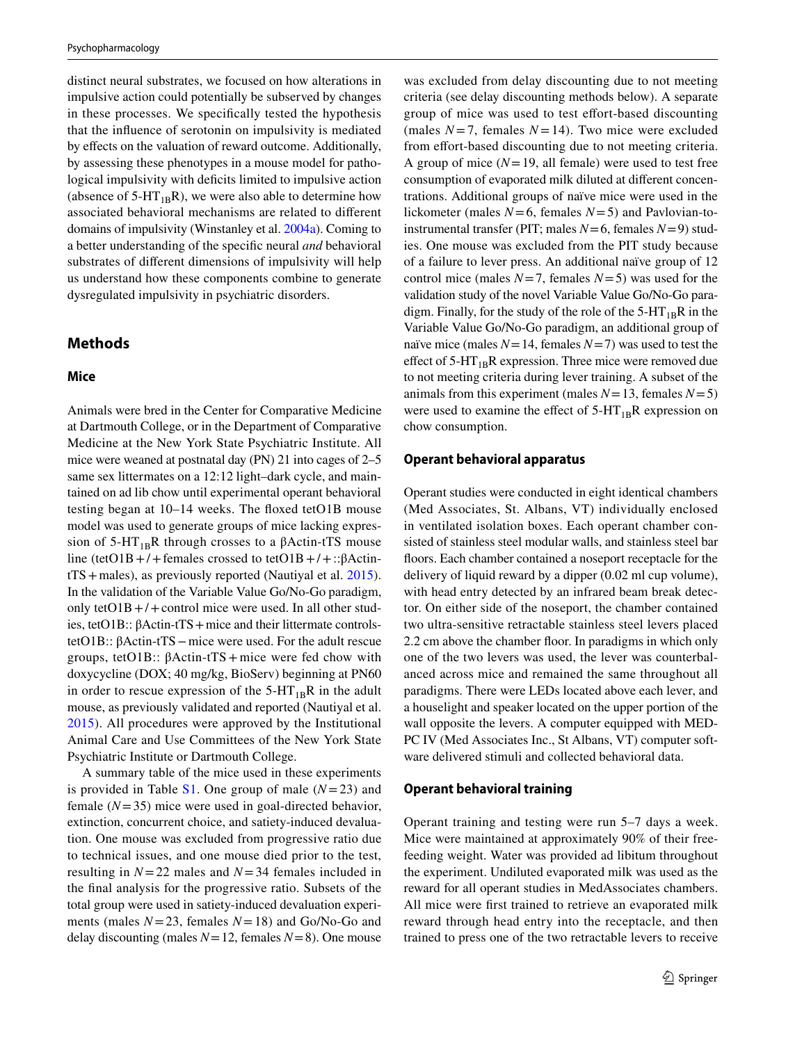distinct neural substrates, we focused on how alterations in impulsive action could potentially be subserved by changes in these processes. We specifically tested the hypothesis that the influence of serotonin on impulsivity is mediated by effects on the valuation of reward outcome. Additionally, by assessing these phenotypes in a mouse model for pathological impulsivity with deficits limited to impulsive action (absence of 5-$HT_{1B}$R), we were also able to determine how associated behavioral mechanisms are related to different domains of impulsivity (Winstanley et al. 2004a). Coming to a better understanding of the specific neural *and* behavioral substrates of different dimensions of impulsivity will help us understand how these components combine to generate dysregulated impulsivity in psychiatric disorders.

## Methods

### Mice

Animals were bred in the Center for Comparative Medicine at Dartmouth College, or in the Department of Comparative Medicine at the New York State Psychiatric Institute. All mice were weaned at postnatal day (PN) 21 into cages of 2–5 same sex littermates on a 12:12 light–dark cycle, and maintained on ad lib chow until experimental operant behavioral testing began at 10–14 weeks. The floxed tetO1B mouse model was used to generate groups of mice lacking expression of 5-$HT_{1B}$R through crosses to a βActin-tTS mouse line (tetO1B+/+females crossed to tetO1B+/+::βActin-tTS+males), as previously reported (Nautiyal et al. 2015). In the validation of the Variable Value Go/No-Go paradigm, only tetO1B+/+control mice were used. In all other studies, tetO1B:: βActin-tTS+mice and their littermate controls-tetO1B:: βActin-tTS−mice were used. For the adult rescue groups, tetO1B:: βActin-tTS+mice were fed chow with doxycycline (DOX; 40 mg/kg, BioServ) beginning at PN60 in order to rescue expression of the 5-$HT_{1B}$R in the adult mouse, as previously validated and reported (Nautiyal et al. 2015). All procedures were approved by the Institutional Animal Care and Use Committees of the New York State Psychiatric Institute or Dartmouth College.

A summary table of the mice used in these experiments is provided in Table S1. One group of male ($N$=23) and female ($N$=35) mice were used in goal-directed behavior, extinction, concurrent choice, and satiety-induced devaluation. One mouse was excluded from progressive ratio due to technical issues, and one mouse died prior to the test, resulting in $N$=22 males and $N$=34 females included in the final analysis for the progressive ratio. Subsets of the total group were used in satiety-induced devaluation experiments (males $N$=23, females $N$=18) and Go/No-Go and delay discounting (males $N$=12, females $N$=8). One mouse was excluded from delay discounting due to not meeting criteria (see delay discounting methods below). A separate group of mice was used to test effort-based discounting (males $N$=7, females $N$=14). Two mice were excluded from effort-based discounting due to not meeting criteria. A group of mice ($N$=19, all female) were used to test free consumption of evaporated milk diluted at different concentrations. Additional groups of naïve mice were used in the lickometer (males $N$=6, females $N$=5) and Pavlovian-to-instrumental transfer (PIT; males $N$=6, females $N$=9) studies. One mouse was excluded from the PIT study because of a failure to lever press. An additional naïve group of 12 control mice (males $N$=7, females $N$=5) was used for the validation study of the novel Variable Value Go/No-Go paradigm. Finally, for the study of the role of the 5-$HT_{1B}$R in the Variable Value Go/No-Go paradigm, an additional group of naïve mice (males $N$=14, females $N$=7) was used to test the effect of 5-$HT_{1B}$R expression. Three mice were removed due to not meeting criteria during lever training. A subset of the animals from this experiment (males $N$=13, females $N$=5) were used to examine the effect of 5-$HT_{1B}$R expression on chow consumption.

### Operant behavioral apparatus

Operant studies were conducted in eight identical chambers (Med Associates, St. Albans, VT) individually enclosed in ventilated isolation boxes. Each operant chamber consisted of stainless steel modular walls, and stainless steel bar floors. Each chamber contained a noseport receptacle for the delivery of liquid reward by a dipper (0.02 ml cup volume), with head entry detected by an infrared beam break detector. On either side of the noseport, the chamber contained two ultra-sensitive retractable stainless steel levers placed 2.2 cm above the chamber floor. In paradigms in which only one of the two levers was used, the lever was counterbalanced across mice and remained the same throughout all paradigms. There were LEDs located above each lever, and a houselight and speaker located on the upper portion of the wall opposite the levers. A computer equipped with MED-PC IV (Med Associates Inc., St Albans, VT) computer software delivered stimuli and collected behavioral data.

### Operant behavioral training

Operant training and testing were run 5–7 days a week. Mice were maintained at approximately 90% of their free-feeding weight. Water was provided ad libitum throughout the experiment. Undiluted evaporated milk was used as the reward for all operant studies in MedAssociates chambers. All mice were first trained to retrieve an evaporated milk reward through head entry into the receptacle, and then trained to press one of the two retractable levers to receive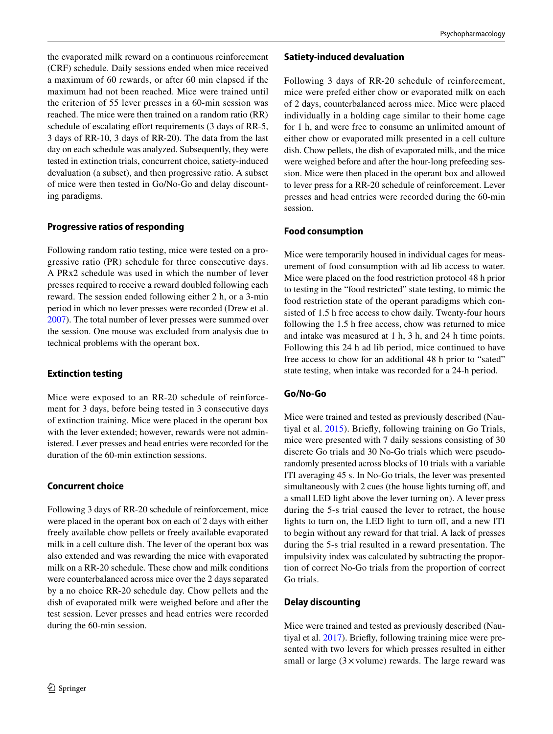the evaporated milk reward on a continuous reinforcement (CRF) schedule. Daily sessions ended when mice received a maximum of 60 rewards, or after 60 min elapsed if the maximum had not been reached. Mice were trained until the criterion of 55 lever presses in a 60-min session was reached. The mice were then trained on a random ratio (RR) schedule of escalating effort requirements (3 days of RR-5, 3 days of RR-10, 3 days of RR-20). The data from the last day on each schedule was analyzed. Subsequently, they were tested in extinction trials, concurrent choice, satiety-induced devaluation (a subset), and then progressive ratio. A subset of mice were then tested in Go/No-Go and delay discounting paradigms.

### Progressive ratios of responding

Following random ratio testing, mice were tested on a progressive ratio (PR) schedule for three consecutive days. A PRx2 schedule was used in which the number of lever presses required to receive a reward doubled following each reward. The session ended following either 2 h, or a 3-min period in which no lever presses were recorded (Drew et al. 2007). The total number of lever presses were summed over the session. One mouse was excluded from analysis due to technical problems with the operant box.

### Extinction testing

Mice were exposed to an RR-20 schedule of reinforcement for 3 days, before being tested in 3 consecutive days of extinction training. Mice were placed in the operant box with the lever extended; however, rewards were not administered. Lever presses and head entries were recorded for the duration of the 60-min extinction sessions.

### Concurrent choice

Following 3 days of RR-20 schedule of reinforcement, mice were placed in the operant box on each of 2 days with either freely available chow pellets or freely available evaporated milk in a cell culture dish. The lever of the operant box was also extended and was rewarding the mice with evaporated milk on a RR-20 schedule. These chow and milk conditions were counterbalanced across mice over the 2 days separated by a no choice RR-20 schedule day. Chow pellets and the dish of evaporated milk were weighed before and after the test session. Lever presses and head entries were recorded during the 60-min session.

### Satiety-induced devaluation

Following 3 days of RR-20 schedule of reinforcement, mice were prefed either chow or evaporated milk on each of 2 days, counterbalanced across mice. Mice were placed individually in a holding cage similar to their home cage for 1 h, and were free to consume an unlimited amount of either chow or evaporated milk presented in a cell culture dish. Chow pellets, the dish of evaporated milk, and the mice were weighed before and after the hour-long prefeeding session. Mice were then placed in the operant box and allowed to lever press for a RR-20 schedule of reinforcement. Lever presses and head entries were recorded during the 60-min session.

### Food consumption

Mice were temporarily housed in individual cages for measurement of food consumption with ad lib access to water. Mice were placed on the food restriction protocol 48 h prior to testing in the "food restricted" state testing, to mimic the food restriction state of the operant paradigms which consisted of 1.5 h free access to chow daily. Twenty-four hours following the 1.5 h free access, chow was returned to mice and intake was measured at 1 h, 3 h, and 24 h time points. Following this 24 h ad lib period, mice continued to have free access to chow for an additional 48 h prior to "sated" state testing, when intake was recorded for a 24-h period.

### Go/No-Go

Mice were trained and tested as previously described (Nautiyal et al. 2015). Briefly, following training on Go Trials, mice were presented with 7 daily sessions consisting of 30 discrete Go trials and 30 No-Go trials which were pseudorandomly presented across blocks of 10 trials with a variable ITI averaging 45 s. In No-Go trials, the lever was presented simultaneously with 2 cues (the house lights turning off, and a small LED light above the lever turning on). A lever press during the 5-s trial caused the lever to retract, the house lights to turn on, the LED light to turn off, and a new ITI to begin without any reward for that trial. A lack of presses during the 5-s trial resulted in a reward presentation. The impulsivity index was calculated by subtracting the proportion of correct No-Go trials from the proportion of correct Go trials.

### Delay discounting

Mice were trained and tested as previously described (Nautiyal et al. 2017). Briefly, following training mice were presented with two levers for which presses resulted in either small or large (3 × volume) rewards. The large reward was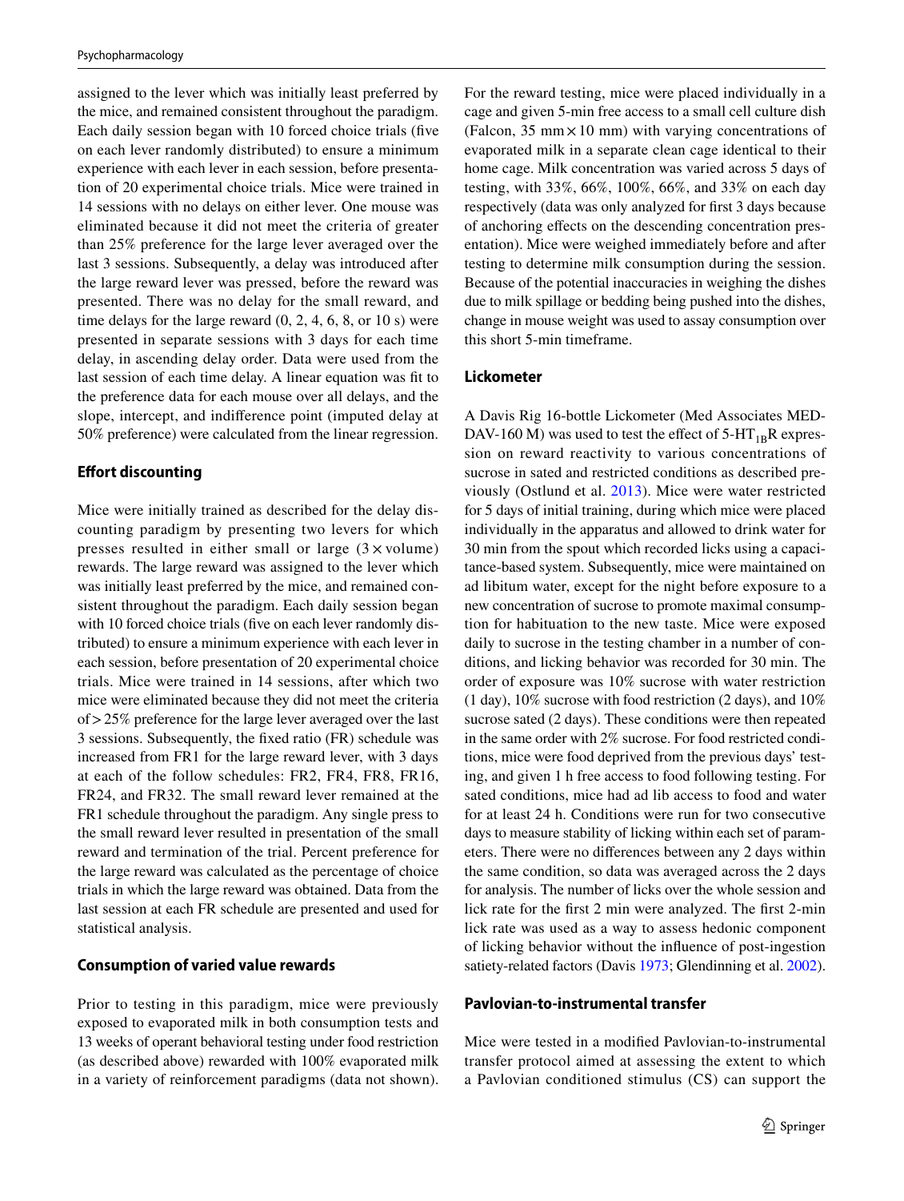assigned to the lever which was initially least preferred by the mice, and remained consistent throughout the paradigm. Each daily session began with 10 forced choice trials (five on each lever randomly distributed) to ensure a minimum experience with each lever in each session, before presentation of 20 experimental choice trials. Mice were trained in 14 sessions with no delays on either lever. One mouse was eliminated because it did not meet the criteria of greater than 25% preference for the large lever averaged over the last 3 sessions. Subsequently, a delay was introduced after the large reward lever was pressed, before the reward was presented. There was no delay for the small reward, and time delays for the large reward (0, 2, 4, 6, 8, or 10 s) were presented in separate sessions with 3 days for each time delay, in ascending delay order. Data were used from the last session of each time delay. A linear equation was fit to the preference data for each mouse over all delays, and the slope, intercept, and indifference point (imputed delay at 50% preference) were calculated from the linear regression.

### Effort discounting

Mice were initially trained as described for the delay discounting paradigm by presenting two levers for which presses resulted in either small or large (3 × volume) rewards. The large reward was assigned to the lever which was initially least preferred by the mice, and remained consistent throughout the paradigm. Each daily session began with 10 forced choice trials (five on each lever randomly distributed) to ensure a minimum experience with each lever in each session, before presentation of 20 experimental choice trials. Mice were trained in 14 sessions, after which two mice were eliminated because they did not meet the criteria of > 25% preference for the large lever averaged over the last 3 sessions. Subsequently, the fixed ratio (FR) schedule was increased from FR1 for the large reward lever, with 3 days at each of the follow schedules: FR2, FR4, FR8, FR16, FR24, and FR32. The small reward lever remained at the FR1 schedule throughout the paradigm. Any single press to the small reward lever resulted in presentation of the small reward and termination of the trial. Percent preference for the large reward was calculated as the percentage of choice trials in which the large reward was obtained. Data from the last session at each FR schedule are presented and used for statistical analysis.

### Consumption of varied value rewards

Prior to testing in this paradigm, mice were previously exposed to evaporated milk in both consumption tests and 13 weeks of operant behavioral testing under food restriction (as described above) rewarded with 100% evaporated milk in a variety of reinforcement paradigms (data not shown). For the reward testing, mice were placed individually in a cage and given 5-min free access to a small cell culture dish (Falcon, 35 mm × 10 mm) with varying concentrations of evaporated milk in a separate clean cage identical to their home cage. Milk concentration was varied across 5 days of testing, with 33%, 66%, 100%, 66%, and 33% on each day respectively (data was only analyzed for first 3 days because of anchoring effects on the descending concentration presentation). Mice were weighed immediately before and after testing to determine milk consumption during the session. Because of the potential inaccuracies in weighing the dishes due to milk spillage or bedding being pushed into the dishes, change in mouse weight was used to assay consumption over this short 5-min timeframe.

### Lickometer

A Davis Rig 16-bottle Lickometer (Med Associates MED-DAV-160 M) was used to test the effect of 5-$HT_{1B}$R expression on reward reactivity to various concentrations of sucrose in sated and restricted conditions as described previously (Ostlund et al. 2013). Mice were water restricted for 5 days of initial training, during which mice were placed individually in the apparatus and allowed to drink water for 30 min from the spout which recorded licks using a capacitance-based system. Subsequently, mice were maintained on ad libitum water, except for the night before exposure to a new concentration of sucrose to promote maximal consumption for habituation to the new taste. Mice were exposed daily to sucrose in the testing chamber in a number of conditions, and licking behavior was recorded for 30 min. The order of exposure was 10% sucrose with water restriction (1 day), 10% sucrose with food restriction (2 days), and 10% sucrose sated (2 days). These conditions were then repeated in the same order with 2% sucrose. For food restricted conditions, mice were food deprived from the previous days' testing, and given 1 h free access to food following testing. For sated conditions, mice had ad lib access to food and water for at least 24 h. Conditions were run for two consecutive days to measure stability of licking within each set of parameters. There were no differences between any 2 days within the same condition, so data was averaged across the 2 days for analysis. The number of licks over the whole session and lick rate for the first 2 min were analyzed. The first 2-min lick rate was used as a way to assess hedonic component of licking behavior without the influence of post-ingestion satiety-related factors (Davis 1973; Glendinning et al. 2002).

### Pavlovian-to-instrumental transfer

Mice were tested in a modified Pavlovian-to-instrumental transfer protocol aimed at assessing the extent to which a Pavlovian conditioned stimulus (CS) can support the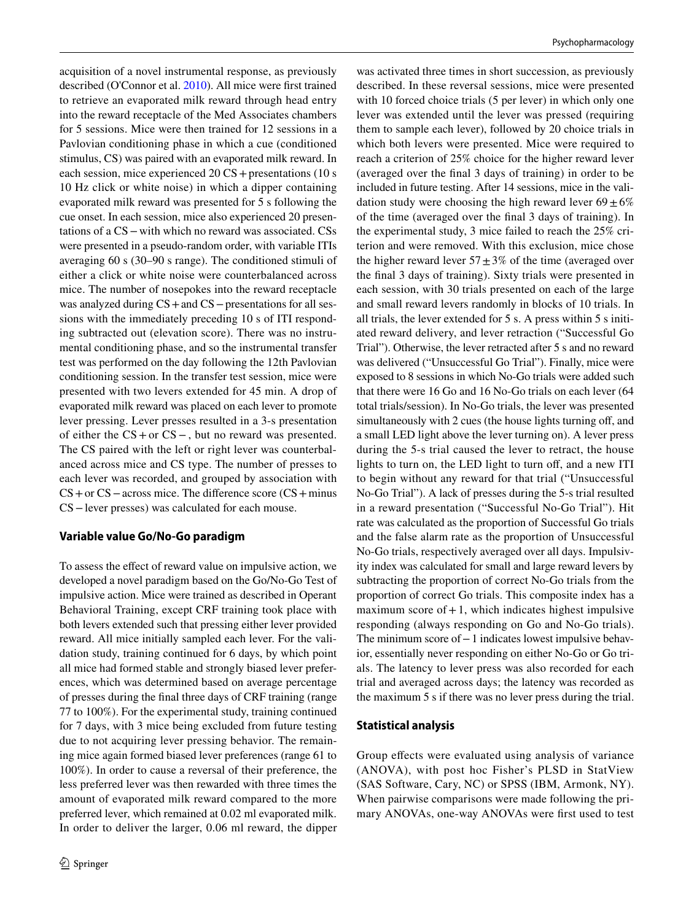acquisition of a novel instrumental response, as previously described (O'Connor et al. 2010). All mice were first trained to retrieve an evaporated milk reward through head entry into the reward receptacle of the Med Associates chambers for 5 sessions. Mice were then trained for 12 sessions in a Pavlovian conditioning phase in which a cue (conditioned stimulus, CS) was paired with an evaporated milk reward. In each session, mice experienced 20 CS + presentations (10 s 10 Hz click or white noise) in which a dipper containing evaporated milk reward was presented for 5 s following the cue onset. In each session, mice also experienced 20 presentations of a CS − with which no reward was associated. CSs were presented in a pseudo-random order, with variable ITIs averaging 60 s (30–90 s range). The conditioned stimuli of either a click or white noise were counterbalanced across mice. The number of nosepokes into the reward receptacle was analyzed during CS + and CS − presentations for all sessions with the immediately preceding 10 s of ITI responding subtracted out (elevation score). There was no instrumental conditioning phase, and so the instrumental transfer test was performed on the day following the 12th Pavlovian conditioning session. In the transfer test session, mice were presented with two levers extended for 45 min. A drop of evaporated milk reward was placed on each lever to promote lever pressing. Lever presses resulted in a 3-s presentation of either the CS + or CS −, but no reward was presented. The CS paired with the left or right lever was counterbalanced across mice and CS type. The number of presses to each lever was recorded, and grouped by association with CS + or CS − across mice. The difference score (CS + minus CS − lever presses) was calculated for each mouse.

### Variable value Go/No-Go paradigm

To assess the effect of reward value on impulsive action, we developed a novel paradigm based on the Go/No-Go Test of impulsive action. Mice were trained as described in Operant Behavioral Training, except CRF training took place with both levers extended such that pressing either lever provided reward. All mice initially sampled each lever. For the validation study, training continued for 6 days, by which point all mice had formed stable and strongly biased lever preferences, which was determined based on average percentage of presses during the final three days of CRF training (range 77 to 100%). For the experimental study, training continued for 7 days, with 3 mice being excluded from future testing due to not acquiring lever pressing behavior. The remaining mice again formed biased lever preferences (range 61 to 100%). In order to cause a reversal of their preference, the less preferred lever was then rewarded with three times the amount of evaporated milk reward compared to the more preferred lever, which remained at 0.02 ml evaporated milk. In order to deliver the larger, 0.06 ml reward, the dipper was activated three times in short succession, as previously described. In these reversal sessions, mice were presented with 10 forced choice trials (5 per lever) in which only one lever was extended until the lever was pressed (requiring them to sample each lever), followed by 20 choice trials in which both levers were presented. Mice were required to reach a criterion of 25% choice for the higher reward lever (averaged over the final 3 days of training) in order to be included in future testing. After 14 sessions, mice in the validation study were choosing the high reward lever 69 ± 6% of the time (averaged over the final 3 days of training). In the experimental study, 3 mice failed to reach the 25% criterion and were removed. With this exclusion, mice chose the higher reward lever 57 ± 3% of the time (averaged over the final 3 days of training). Sixty trials were presented in each session, with 30 trials presented on each of the large and small reward levers randomly in blocks of 10 trials. In all trials, the lever extended for 5 s. A press within 5 s initiated reward delivery, and lever retraction ("Successful Go Trial"). Otherwise, the lever retracted after 5 s and no reward was delivered ("Unsuccessful Go Trial"). Finally, mice were exposed to 8 sessions in which No-Go trials were added such that there were 16 Go and 16 No-Go trials on each lever (64 total trials/session). In No-Go trials, the lever was presented simultaneously with 2 cues (the house lights turning off, and a small LED light above the lever turning on). A lever press during the 5-s trial caused the lever to retract, the house lights to turn on, the LED light to turn off, and a new ITI to begin without any reward for that trial ("Unsuccessful No-Go Trial"). A lack of presses during the 5-s trial resulted in a reward presentation ("Successful No-Go Trial"). Hit rate was calculated as the proportion of Successful Go trials and the false alarm rate as the proportion of Unsuccessful No-Go trials, respectively averaged over all days. Impulsivity index was calculated for small and large reward levers by subtracting the proportion of correct No-Go trials from the proportion of correct Go trials. This composite index has a maximum score of + 1, which indicates highest impulsive responding (always responding on Go and No-Go trials). The minimum score of − 1 indicates lowest impulsive behavior, essentially never responding on either No-Go or Go trials. The latency to lever press was also recorded for each trial and averaged across days; the latency was recorded as the maximum 5 s if there was no lever press during the trial.

### Statistical analysis

Group effects were evaluated using analysis of variance (ANOVA), with post hoc Fisher's PLSD in StatView (SAS Software, Cary, NC) or SPSS (IBM, Armonk, NY). When pairwise comparisons were made following the primary ANOVAs, one-way ANOVAs were first used to test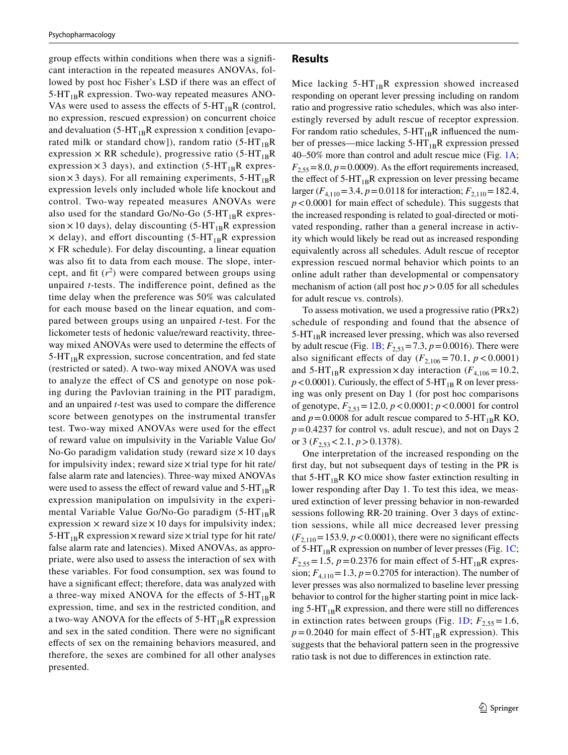group effects within conditions when there was a significant interaction in the repeated measures ANOVAs, followed by post hoc Fisher's LSD if there was an effect of 5-HT$_{1B}$R expression. Two-way repeated measures ANOVAs were used to assess the effects of 5-HT$_{1B}$R (control, no expression, rescued expression) on concurrent choice and devaluation (5-HT$_{1B}$R expression x condition [evaporated milk or standard chow]), random ratio (5-HT$_{1B}$R expression × RR schedule), progressive ratio (5-HT$_{1B}$R expression × 3 days), and extinction (5-HT$_{1B}$R expression × 3 days). For all remaining experiments, 5-HT$_{1B}$R expression levels only included whole life knockout and control. Two-way repeated measures ANOVAs were also used for the standard Go/No-Go (5-HT$_{1B}$R expression × 10 days), delay discounting (5-HT$_{1B}$R expression × delay), and effort discounting (5-HT$_{1B}$R expression × FR schedule). For delay discounting, a linear equation was also fit to data from each mouse. The slope, intercept, and fit ($r^2$) were compared between groups using unpaired *t*-tests. The indifference point, defined as the time delay when the preference was 50% was calculated for each mouse based on the linear equation, and compared between groups using an unpaired *t*-test. For the lickometer tests of hedonic value/reward reactivity, three-way mixed ANOVAs were used to determine the effects of 5-HT$_{1B}$R expression, sucrose concentration, and fed state (restricted or sated). A two-way mixed ANOVA was used to analyze the effect of CS and genotype on nose poking during the Pavlovian training in the PIT paradigm, and an unpaired *t*-test was used to compare the difference score between genotypes on the instrumental transfer test. Two-way mixed ANOVAs were used for the effect of reward value on impulsivity in the Variable Value Go/No-Go paradigm validation study (reward size × 10 days for impulsivity index; reward size × trial type for hit rate/false alarm rate and latencies). Three-way mixed ANOVAs were used to assess the effect of reward value and 5-HT$_{1B}$R expression manipulation on impulsivity in the experimental Variable Value Go/No-Go paradigm (5-HT$_{1B}$R expression × reward size × 10 days for impulsivity index; 5-HT$_{1B}$R expression × reward size × trial type for hit rate/false alarm rate and latencies). Mixed ANOVAs, as appropriate, were also used to assess the interaction of sex with these variables. For food consumption, sex was found to have a significant effect; therefore, data was analyzed with a three-way mixed ANOVA for the effects of 5-HT$_{1B}$R expression, time, and sex in the restricted condition, and a two-way ANOVA for the effects of 5-HT$_{1B}$R expression and sex in the sated condition. There were no significant effects of sex on the remaining behaviors measured, and therefore, the sexes are combined for all other analyses presented.

## Results

Mice lacking 5-HT$_{1B}$R expression showed increased responding on operant lever pressing including on random ratio and progressive ratio schedules, which was also interestingly reversed by adult rescue of receptor expression. For random ratio schedules, 5-HT$_{1B}$R influenced the number of presses—mice lacking 5-HT$_{1B}$R expression pressed 40–50% more than control and adult rescue mice (Fig. 1A; $F_{2,55} = 8.0$, $p = 0.0009$). As the effort requirements increased, the effect of 5-HT$_{1B}$R expression on lever pressing became larger ($F_{4,110} = 3.4$, $p = 0.0118$ for interaction; $F_{2,110} = 182.4$, $p < 0.0001$ for main effect of schedule). This suggests that the increased responding is related to goal-directed or motivated responding, rather than a general increase in activity which would likely be read out as increased responding equivalently across all schedules. Adult rescue of receptor expression rescued normal behavior which points to an online adult rather than developmental or compensatory mechanism of action (all post hoc $p > 0.05$ for all schedules for adult rescue vs. controls).

To assess motivation, we used a progressive ratio (PRx2) schedule of responding and found that the absence of 5-HT$_{1B}$R increased lever pressing, which was also reversed by adult rescue (Fig. 1B; $F_{2,53} = 7.3$, $p = 0.0016$). There were also significant effects of day ($F_{2,106} = 70.1$, $p < 0.0001$) and 5-HT$_{1B}$R expression × day interaction ($F_{4,106} = 10.2$, $p < 0.0001$). Curiously, the effect of 5-HT$_{1B}$ R on lever pressing was only present on Day 1 (for post hoc comparisons of genotype, $F_{2,53} = 12.0$, $p < 0.0001$; $p < 0.0001$ for control and $p = 0.0008$ for adult rescue compared to 5-HT$_{1B}$R KO, $p = 0.4237$ for control vs. adult rescue), and not on Days 2 or 3 ($F_{2,53} < 2.1$, $p > 0.1378$).

One interpretation of the increased responding on the first day, but not subsequent days of testing in the PR is that 5-HT$_{1B}$R KO mice show faster extinction resulting in lower responding after Day 1. To test this idea, we measured extinction of lever pressing behavior in non-rewarded sessions following RR-20 training. Over 3 days of extinction sessions, while all mice decreased lever pressing ($F_{2,110} = 153.9$, $p < 0.0001$), there were no significant effects of 5-HT$_{1B}$R expression on number of lever presses (Fig. 1C; $F_{2,55} = 1.5$, $p = 0.2376$ for main effect of 5-HT$_{1B}$R expression; $F_{4,110} = 1.3$, $p = 0.2705$ for interaction). The number of lever presses was also normalized to baseline lever pressing behavior to control for the higher starting point in mice lacking 5-HT$_{1B}$R expression, and there were still no differences in extinction rates between groups (Fig. 1D; $F_{2,55} = 1.6$, $p = 0.2040$ for main effect of 5-HT$_{1B}$R expression). This suggests that the behavioral pattern seen in the progressive ratio task is not due to differences in extinction rate.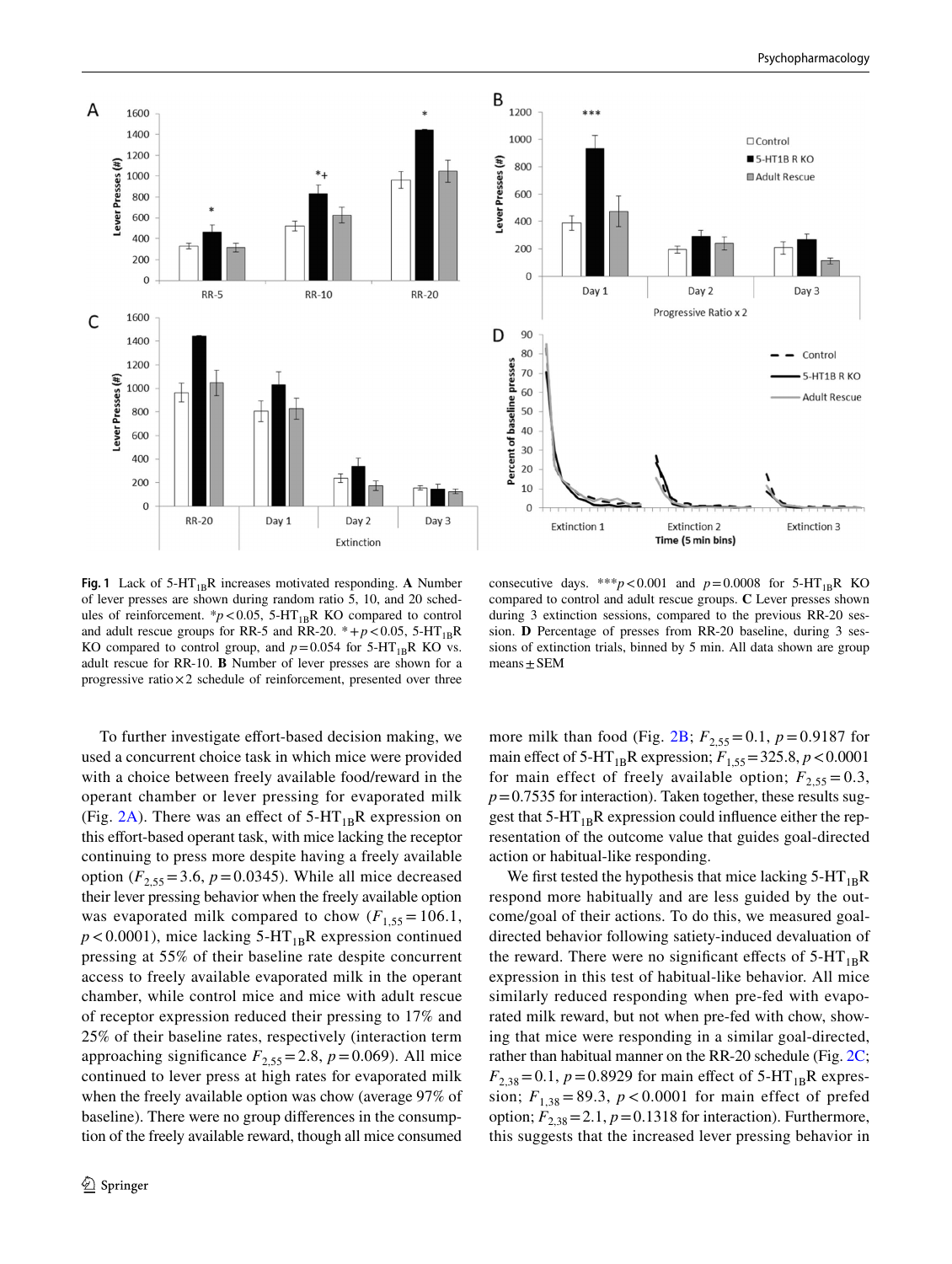**Fig. 1** Lack of 5-HT$_{1B}$R increases motivated responding. **A** Number of lever presses are shown during random ratio 5, 10, and 20 schedules of reinforcement. *$p<0.05$, 5-HT$_{1B}$R KO compared to control and adult rescue groups for RR-5 and RR-20. *+$p<0.05$, 5-HT$_{1B}$R KO compared to control group, and $p=0.054$ for 5-HT$_{1B}$R KO vs. adult rescue for RR-10. **B** Number of lever presses are shown for a progressive ratio×2 schedule of reinforcement, presented over three consecutive days. ***$p<0.001$ and $p=0.0008$ for 5-HT$_{1B}$R KO compared to control and adult rescue groups. **C** Lever presses shown during 3 extinction sessions, compared to the previous RR-20 session. **D** Percentage of presses from RR-20 baseline, during 3 sessions of extinction trials, binned by 5 min. All data shown are group means ± SEM

To further investigate effort-based decision making, we used a concurrent choice task in which mice were provided with a choice between freely available food/reward in the operant chamber or lever pressing for evaporated milk (Fig. 2A). There was an effect of 5-HT$_{1B}$R expression on this effort-based operant task, with mice lacking the receptor continuing to press more despite having a freely available option ($F_{2,55}=3.6$, $p=0.0345$). While all mice decreased their lever pressing behavior when the freely available option was evaporated milk compared to chow ($F_{1,55}=106.1$, $p<0.0001$), mice lacking 5-HT$_{1B}$R expression continued pressing at 55% of their baseline rate despite concurrent access to freely available evaporated milk in the operant chamber, while control mice and mice with adult rescue of receptor expression reduced their pressing to 17% and 25% of their baseline rates, respectively (interaction term approaching significance $F_{2,55}=2.8$, $p=0.069$). All mice continued to lever press at high rates for evaporated milk when the freely available option was chow (average 97% of baseline). There were no group differences in the consumption of the freely available reward, though all mice consumed more milk than food (Fig. 2B; $F_{2,55}=0.1$, $p=0.9187$ for main effect of 5-HT$_{1B}$R expression; $F_{1,55}=325.8$, $p<0.0001$ for main effect of freely available option; $F_{2,55}=0.3$, $p=0.7535$ for interaction). Taken together, these results suggest that 5-HT$_{1B}$R expression could influence either the representation of the outcome value that guides goal-directed action or habitual-like responding.

We first tested the hypothesis that mice lacking 5-HT$_{1B}$R respond more habitually and are less guided by the outcome/goal of their actions. To do this, we measured goal-directed behavior following satiety-induced devaluation of the reward. There were no significant effects of 5-HT$_{1B}$R expression in this test of habitual-like behavior. All mice similarly reduced responding when pre-fed with evaporated milk reward, but not when pre-fed with chow, showing that mice were responding in a similar goal-directed, rather than habitual manner on the RR-20 schedule (Fig. 2C; $F_{2,38}=0.1$, $p=0.8929$ for main effect of 5-HT$_{1B}$R expression; $F_{1,38}=89.3$, $p<0.0001$ for main effect of prefed option; $F_{2,38}=2.1$, $p=0.1318$ for interaction). Furthermore, this suggests that the increased lever pressing behavior in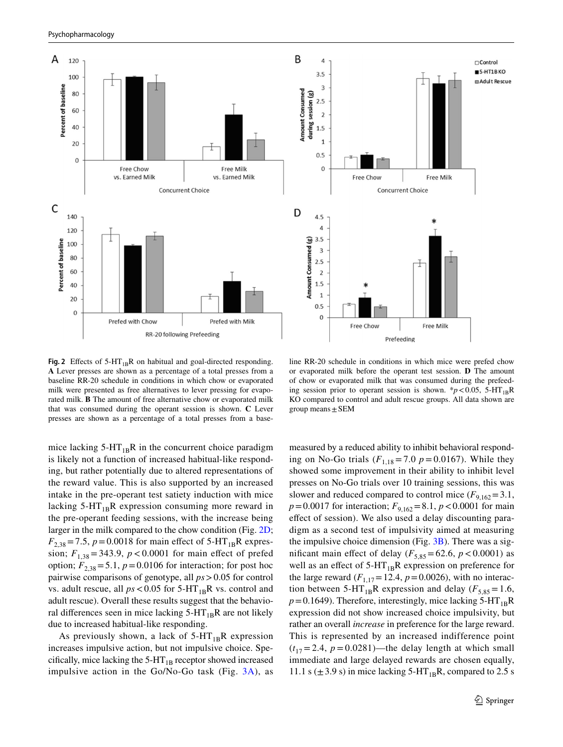**Fig. 2** Effects of 5-HT$_{1B}$R on habitual and goal-directed responding. **A** Lever presses are shown as a percentage of a total presses from a baseline RR-20 schedule in conditions in which chow or evaporated milk were presented as free alternatives to lever pressing for evaporated milk. **B** The amount of free alternative chow or evaporated milk that was consumed during the operant session is shown. **C** Lever presses are shown as a percentage of a total presses from a baseline RR-20 schedule in conditions in which mice were prefed chow or evaporated milk before the operant test session. **D** The amount of chow or evaporated milk that was consumed during the prefeeding session prior to operant session is shown. *$p<0.05$, 5-HT$_{1B}$R KO compared to control and adult rescue groups. All data shown are group means ± SEM

mice lacking 5-HT$_{1B}$R in the concurrent choice paradigm is likely not a function of increased habitual-like responding, but rather potentially due to altered representations of the reward value. This is also supported by an increased intake in the pre-operant test satiety induction with mice lacking 5-HT$_{1B}$R expression consuming more reward in the pre-operant feeding sessions, with the increase being larger in the milk compared to the chow condition (Fig. 2D; $F_{2,38}=7.5$, $p=0.0018$ for main effect of 5-HT$_{1B}$R expression; $F_{1,38}=343.9$, $p<0.0001$ for main effect of prefed option; $F_{2,38}=5.1$, $p=0.0106$ for interaction; for post hoc pairwise comparisons of genotype, all $ps>0.05$ for control vs. adult rescue, all $ps<0.05$ for 5-HT$_{1B}$R vs. control and adult rescue). Overall these results suggest that the behavioral differences seen in mice lacking 5-HT$_{1B}$R are not likely due to increased habitual-like responding.

As previously shown, a lack of 5-HT$_{1B}$R expression increases impulsive action, but not impulsive choice. Specifically, mice lacking the 5-HT$_{1B}$ receptor showed increased impulsive action in the Go/No-Go task (Fig. 3A), as measured by a reduced ability to inhibit behavioral responding on No-Go trials ($F_{1,18}=7.0$ $p=0.0167$). While they showed some improvement in their ability to inhibit level presses on No-Go trials over 10 training sessions, this was slower and reduced compared to control mice ($F_{9,162}=3.1$, $p=0.0017$ for interaction; $F_{9,162}=8.1$, $p<0.0001$ for main effect of session). We also used a delay discounting paradigm as a second test of impulsivity aimed at measuring the impulsive choice dimension (Fig. 3B). There was a significant main effect of delay ($F_{5,85}=62.6$, $p<0.0001$) as well as an effect of 5-HT$_{1B}$R expression on preference for the large reward ($F_{1,17}=12.4$, $p=0.0026$), with no interaction between 5-HT$_{1B}$R expression and delay ($F_{5,85}=1.6$, $p=0.1649$). Therefore, interestingly, mice lacking 5-HT$_{1B}$R expression did not show increased choice impulsivity, but rather an overall *increase* in preference for the large reward. This is represented by an increased indifference point ($t_{17}=2.4$, $p=0.0281$)—the delay length at which small immediate and large delayed rewards are chosen equally, 11.1 s (±3.9 s) in mice lacking 5-HT$_{1B}$R, compared to 2.5 s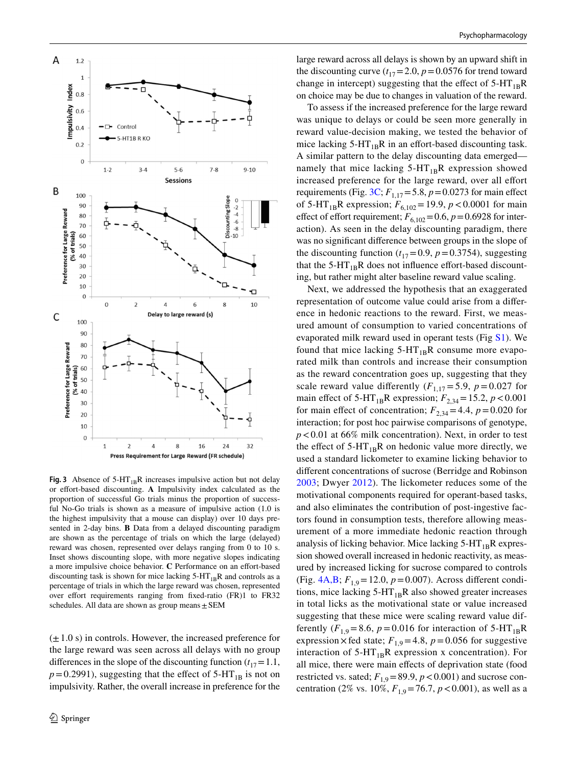**Fig. 3** Absence of 5-$HT_{1B}$R increases impulsive action but not delay or effort-based discounting. **A** Impulsivity index calculated as the proportion of successful Go trials minus the proportion of successful No-Go trials is shown as a measure of impulsive action (1.0 is the highest impulsivity that a mouse can display) over 10 days presented in 2-day bins. **B** Data from a delayed discounting paradigm are shown as the percentage of trials on which the large (delayed) reward was chosen, represented over delays ranging from 0 to 10 s. Inset shows discounting slope, with more negative slopes indicating a more impulsive choice behavior. **C** Performance on an effort-based discounting task is shown for mice lacking 5-$HT_{1B}$R and controls as a percentage of trials in which the large reward was chosen, represented over effort requirements ranging from fixed-ratio (FR)1 to FR32 schedules. All data are shown as group means ± SEM

(± 1.0 s) in controls. However, the increased preference for the large reward was seen across all delays with no group differences in the slope of the discounting function ($t_{17}=1.1$, $p=0.2991$), suggesting that the effect of 5-$HT_{1B}$ is not on impulsivity. Rather, the overall increase in preference for the large reward across all delays is shown by an upward shift in the discounting curve ($t_{17}=2.0$, $p=0.0576$ for trend toward change in intercept) suggesting that the effect of 5-$HT_{1B}$R on choice may be due to changes in valuation of the reward.

To assess if the increased preference for the large reward was unique to delays or could be seen more generally in reward value-decision making, we tested the behavior of mice lacking 5-$HT_{1B}$R in an effort-based discounting task. A similar pattern to the delay discounting data emerged—namely that mice lacking 5-$HT_{1B}$R expression showed increased preference for the large reward, over all effort requirements (Fig. 3C; $F_{1,17}=5.8$, $p=0.0273$ for main effect of 5-$HT_{1B}$R expression; $F_{6,102}=19.9$, $p<0.0001$ for main effect of effort requirement; $F_{6,102}=0.6$, $p=0.6928$ for interaction). As seen in the delay discounting paradigm, there was no significant difference between groups in the slope of the discounting function ($t_{17}=0.9$, $p=0.3754$), suggesting that the 5-$HT_{1B}$R does not influence effort-based discounting, but rather might alter baseline reward value scaling.

Next, we addressed the hypothesis that an exaggerated representation of outcome value could arise from a difference in hedonic reactions to the reward. First, we measured amount of consumption to varied concentrations of evaporated milk reward used in operant tests (Fig S1). We found that mice lacking 5-$HT_{1B}$R consume more evaporated milk than controls and increase their consumption as the reward concentration goes up, suggesting that they scale reward value differently ($F_{1,17}=5.9$, $p=0.027$ for main effect of 5-$HT_{1B}$R expression; $F_{2,34}=15.2$, $p<0.001$ for main effect of concentration; $F_{2,34}=4.4$, $p=0.020$ for interaction; for post hoc pairwise comparisons of genotype, $p<0.01$ at 66% milk concentration). Next, in order to test the effect of 5-$HT_{1B}$R on hedonic value more directly, we used a standard lickometer to examine licking behavior to different concentrations of sucrose (Berridge and Robinson 2003; Dwyer 2012). The lickometer reduces some of the motivational components required for operant-based tasks, and also eliminates the contribution of post-ingestive factors found in consumption tests, therefore allowing measurement of a more immediate hedonic reaction through analysis of licking behavior. Mice lacking 5-$HT_{1B}$R expression showed overall increased in hedonic reactivity, as measured by increased licking for sucrose compared to controls (Fig. 4A,B; $F_{1,9}=12.0$, $p=0.007$). Across different conditions, mice lacking 5-$HT_{1B}$R also showed greater increases in total licks as the motivational state or value increased suggesting that these mice were scaling reward value differently ($F_{1,9}=8.6$, $p=0.016$ for interaction of 5-$HT_{1B}$R expression × fed state; $F_{1,9}=4.8$, $p=0.056$ for suggestive interaction of 5-$HT_{1B}$R expression x concentration). For all mice, there were main effects of deprivation state (food restricted vs. sated; $F_{1,9}=89.9$, $p<0.001$) and sucrose concentration (2% vs. 10%, $F_{1,9}=76.7$, $p<0.001$), as well as a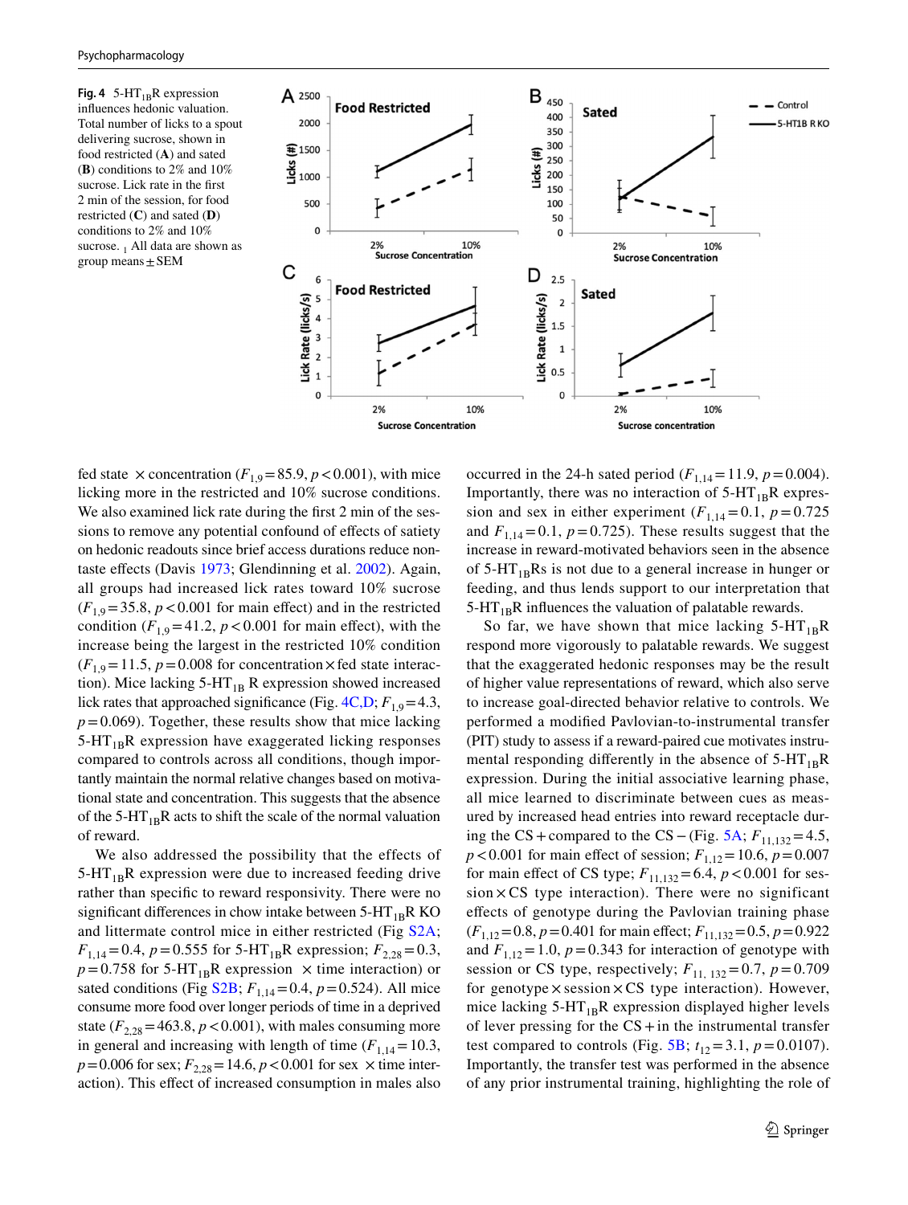**Fig. 4** 5-$HT_{1B}$R expression influences hedonic valuation. Total number of licks to a spout delivering sucrose, shown in food restricted (**A**) and sated (**B**) conditions to 2% and 10% sucrose. Lick rate in the first 2 min of the session, for food restricted (**C**) and sated (**D**) conditions to 2% and 10% sucrose. $_1$ All data are shown as group means ± SEM

fed state × concentration ($F_{1,9}=85.9$, $p<0.001$), with mice licking more in the restricted and 10% sucrose conditions. We also examined lick rate during the first 2 min of the sessions to remove any potential confound of effects of satiety on hedonic readouts since brief access durations reduce non-taste effects (Davis 1973; Glendinning et al. 2002). Again, all groups had increased lick rates toward 10% sucrose ($F_{1,9}=35.8$, $p<0.001$ for main effect) and in the restricted condition ($F_{1,9}=41.2$, $p<0.001$ for main effect), with the increase being the largest in the restricted 10% condition ($F_{1,9}=11.5$, $p=0.008$ for concentration × fed state interaction). Mice lacking 5-$HT_{1B}$ R expression showed increased lick rates that approached significance (Fig. 4C,D; $F_{1,9}=4.3$, $p=0.069$). Together, these results show that mice lacking 5-$HT_{1B}$R expression have exaggerated licking responses compared to controls across all conditions, though importantly maintain the normal relative changes based on motivational state and concentration. This suggests that the absence of the 5-$HT_{1B}$R acts to shift the scale of the normal valuation of reward.

We also addressed the possibility that the effects of 5-$HT_{1B}$R expression were due to increased feeding drive rather than specific to reward responsivity. There were no significant differences in chow intake between 5-$HT_{1B}$R KO and littermate control mice in either restricted (Fig S2A; $F_{1,14}=0.4$, $p=0.555$ for 5-$HT_{1B}$R expression; $F_{2,28}=0.3$, $p=0.758$ for 5-$HT_{1B}$R expression × time interaction) or sated conditions (Fig S2B; $F_{1,14}=0.4$, $p=0.524$). All mice consume more food over longer periods of time in a deprived state ($F_{2,28}=463.8$, $p<0.001$), with males consuming more in general and increasing with length of time ($F_{1,14}=10.3$, $p=0.006$ for sex; $F_{2,28}=14.6$, $p<0.001$ for sex × time interaction). This effect of increased consumption in males also occurred in the 24-h sated period ($F_{1,14}=11.9$, $p=0.004$). Importantly, there was no interaction of 5-$HT_{1B}$R expression and sex in either experiment ($F_{1,14}=0.1$, $p=0.725$ and $F_{1,14}=0.1$, $p=0.725$). These results suggest that the increase in reward-motivated behaviors seen in the absence of 5-$HT_{1B}$Rs is not due to a general increase in hunger or feeding, and thus lends support to our interpretation that 5-$HT_{1B}$R influences the valuation of palatable rewards.

So far, we have shown that mice lacking 5-$HT_{1B}$R respond more vigorously to palatable rewards. We suggest that the exaggerated hedonic responses may be the result of higher value representations of reward, which also serve to increase goal-directed behavior relative to controls. We performed a modified Pavlovian-to-instrumental transfer (PIT) study to assess if a reward-paired cue motivates instrumental responding differently in the absence of 5-$HT_{1B}$R expression. During the initial associative learning phase, all mice learned to discriminate between cues as measured by increased head entries into reward receptacle during the CS + compared to the CS − (Fig. 5A; $F_{11,132}=4.5$, $p<0.001$ for main effect of session; $F_{1,12}=10.6$, $p=0.007$ for main effect of CS type; $F_{11,132}=6.4$, $p<0.001$ for session × CS type interaction). There were no significant effects of genotype during the Pavlovian training phase ($F_{1,12}=0.8$, $p=0.401$ for main effect; $F_{11,132}=0.5$, $p=0.922$ and $F_{1,12}=1.0$, $p=0.343$ for interaction of genotype with session or CS type, respectively; $F_{11,132}=0.7$, $p=0.709$ for genotype × session × CS type interaction). However, mice lacking 5-$HT_{1B}$R expression displayed higher levels of lever pressing for the CS + in the instrumental transfer test compared to controls (Fig. 5B; $t_{12}=3.1$, $p=0.0107$). Importantly, the transfer test was performed in the absence of any prior instrumental training, highlighting the role of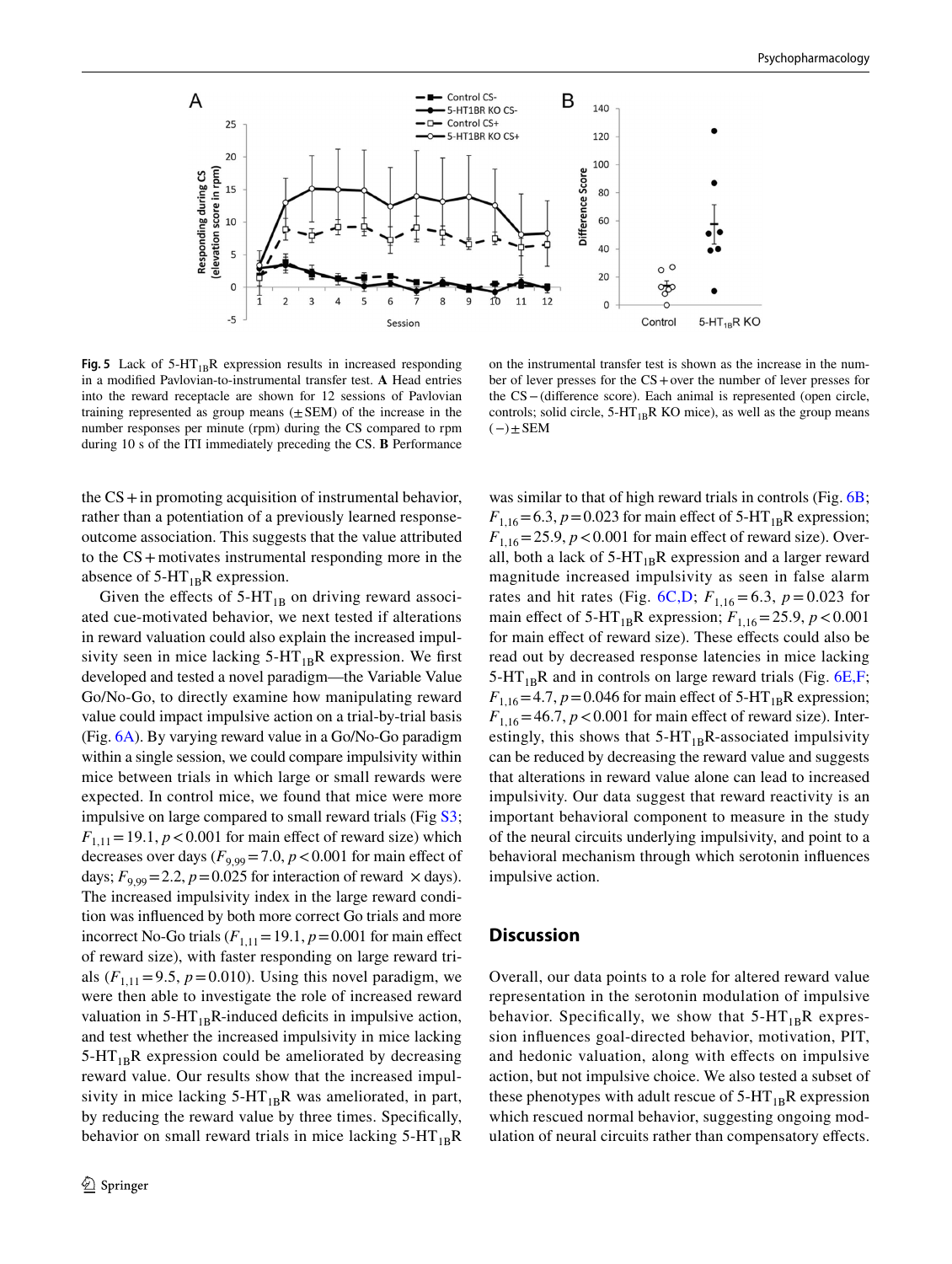**Fig. 5** Lack of 5-HT$_{1B}$R expression results in increased responding in a modified Pavlovian-to-instrumental transfer test. **A** Head entries into the reward receptacle are shown for 12 sessions of Pavlovian training represented as group means (±SEM) of the increase in the number responses per minute (rpm) during the CS compared to rpm during 10 s of the ITI immediately preceding the CS. **B** Performance on the instrumental transfer test is shown as the increase in the number of lever presses for the CS+ over the number of lever presses for the CS− (difference score). Each animal is represented (open circle, controls; solid circle, 5-HT$_{1B}$R KO mice), as well as the group means (−) ± SEM

the CS+ in promoting acquisition of instrumental behavior, rather than a potentiation of a previously learned response-outcome association. This suggests that the value attributed to the CS+ motivates instrumental responding more in the absence of 5-HT$_{1B}$R expression.

Given the effects of 5-HT$_{1B}$ on driving reward associated cue-motivated behavior, we next tested if alterations in reward valuation could also explain the increased impulsivity seen in mice lacking 5-HT$_{1B}$R expression. We first developed and tested a novel paradigm—the Variable Value Go/No-Go, to directly examine how manipulating reward value could impact impulsive action on a trial-by-trial basis (Fig. 6A). By varying reward value in a Go/No-Go paradigm within a single session, we could compare impulsivity within mice between trials in which large or small rewards were expected. In control mice, we found that mice were more impulsive on large compared to small reward trials (Fig S3; $F_{1,11} = 19.1$, $p < 0.001$ for main effect of reward size) which decreases over days ($F_{9,99} = 7.0$, $p < 0.001$ for main effect of days; $F_{9,99} = 2.2$, $p = 0.025$ for interaction of reward × days). The increased impulsivity index in the large reward condition was influenced by both more correct Go trials and more incorrect No-Go trials ($F_{1,11} = 19.1$, $p = 0.001$ for main effect of reward size), with faster responding on large reward trials ($F_{1,11} = 9.5$, $p = 0.010$). Using this novel paradigm, we were then able to investigate the role of increased reward valuation in 5-HT$_{1B}$R-induced deficits in impulsive action, and test whether the increased impulsivity in mice lacking 5-HT$_{1B}$R expression could be ameliorated by decreasing reward value. Our results show that the increased impulsivity in mice lacking 5-HT$_{1B}$R was ameliorated, in part, by reducing the reward value by three times. Specifically, behavior on small reward trials in mice lacking 5-HT$_{1B}$R was similar to that of high reward trials in controls (Fig. 6B; $F_{1,16} = 6.3$, $p = 0.023$ for main effect of 5-HT$_{1B}$R expression; $F_{1,16} = 25.9$, $p < 0.001$ for main effect of reward size). Overall, both a lack of 5-HT$_{1B}$R expression and a larger reward magnitude increased impulsivity as seen in false alarm rates and hit rates (Fig. 6C,D; $F_{1,16} = 6.3$, $p = 0.023$ for main effect of 5-HT$_{1B}$R expression; $F_{1,16} = 25.9$, $p < 0.001$ for main effect of reward size). These effects could also be read out by decreased response latencies in mice lacking 5-HT$_{1B}$R and in controls on large reward trials (Fig. 6E,F; $F_{1,16} = 4.7$, $p = 0.046$ for main effect of 5-HT$_{1B}$R expression; $F_{1,16} = 46.7$, $p < 0.001$ for main effect of reward size). Interestingly, this shows that 5-HT$_{1B}$R-associated impulsivity can be reduced by decreasing the reward value and suggests that alterations in reward value alone can lead to increased impulsivity. Our data suggest that reward reactivity is an important behavioral component to measure in the study of the neural circuits underlying impulsivity, and point to a behavioral mechanism through which serotonin influences impulsive action.

## Discussion

Overall, our data points to a role for altered reward value representation in the serotonin modulation of impulsive behavior. Specifically, we show that 5-HT$_{1B}$R expression influences goal-directed behavior, motivation, PIT, and hedonic valuation, along with effects on impulsive action, but not impulsive choice. We also tested a subset of these phenotypes with adult rescue of 5-HT$_{1B}$R expression which rescued normal behavior, suggesting ongoing modulation of neural circuits rather than compensatory effects.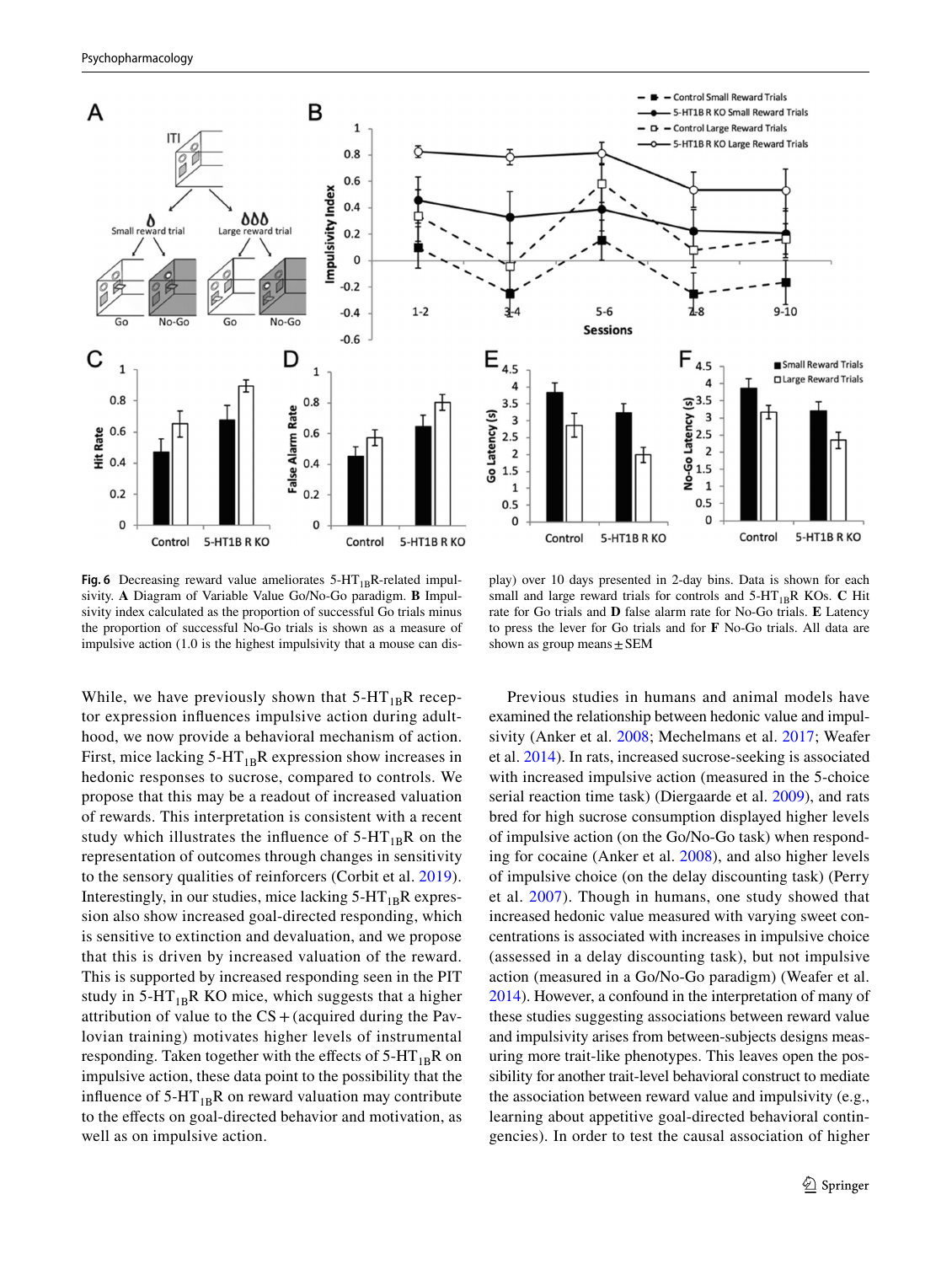**Fig. 6** Decreasing reward value ameliorates 5-HT$_{1B}$R-related impulsivity. **A** Diagram of Variable Value Go/No-Go paradigm. **B** Impulsivity index calculated as the proportion of successful Go trials minus the proportion of successful No-Go trials is shown as a measure of impulsive action (1.0 is the highest impulsivity that a mouse can display) over 10 days presented in 2-day bins. Data is shown for each small and large reward trials for controls and 5-HT$_{1B}$R KOs. **C** Hit rate for Go trials and **D** false alarm rate for No-Go trials. **E** Latency to press the lever for Go trials and for **F** No-Go trials. All data are shown as group means ± SEM

While, we have previously shown that 5-HT$_{1B}$R receptor expression influences impulsive action during adulthood, we now provide a behavioral mechanism of action. First, mice lacking 5-HT$_{1B}$R expression show increases in hedonic responses to sucrose, compared to controls. We propose that this may be a readout of increased valuation of rewards. This interpretation is consistent with a recent study which illustrates the influence of 5-HT$_{1B}$R on the representation of outcomes through changes in sensitivity to the sensory qualities of reinforcers (Corbit et al. 2019). Interestingly, in our studies, mice lacking 5-HT$_{1B}$R expression also show increased goal-directed responding, which is sensitive to extinction and devaluation, and we propose that this is driven by increased valuation of the reward. This is supported by increased responding seen in the PIT study in 5-HT$_{1B}$R KO mice, which suggests that a higher attribution of value to the CS+ (acquired during the Pavlovian training) motivates higher levels of instrumental responding. Taken together with the effects of 5-HT$_{1B}$R on impulsive action, these data point to the possibility that the influence of 5-HT$_{1B}$R on reward valuation may contribute to the effects on goal-directed behavior and motivation, as well as on impulsive action.

Previous studies in humans and animal models have examined the relationship between hedonic value and impulsivity (Anker et al. 2008; Mechelmans et al. 2017; Weafer et al. 2014). In rats, increased sucrose-seeking is associated with increased impulsive action (measured in the 5-choice serial reaction time task) (Diergaarde et al. 2009), and rats bred for high sucrose consumption displayed higher levels of impulsive action (on the Go/No-Go task) when responding for cocaine (Anker et al. 2008), and also higher levels of impulsive choice (on the delay discounting task) (Perry et al. 2007). Though in humans, one study showed that increased hedonic value measured with varying sweet concentrations is associated with increases in impulsive choice (assessed in a delay discounting task), but not impulsive action (measured in a Go/No-Go paradigm) (Weafer et al. 2014). However, a confound in the interpretation of many of these studies suggesting associations between reward value and impulsivity arises from between-subjects designs measuring more trait-like phenotypes. This leaves open the possibility for another trait-level behavioral construct to mediate the association between reward value and impulsivity (e.g., learning about appetitive goal-directed behavioral contingencies). In order to test the causal association of higher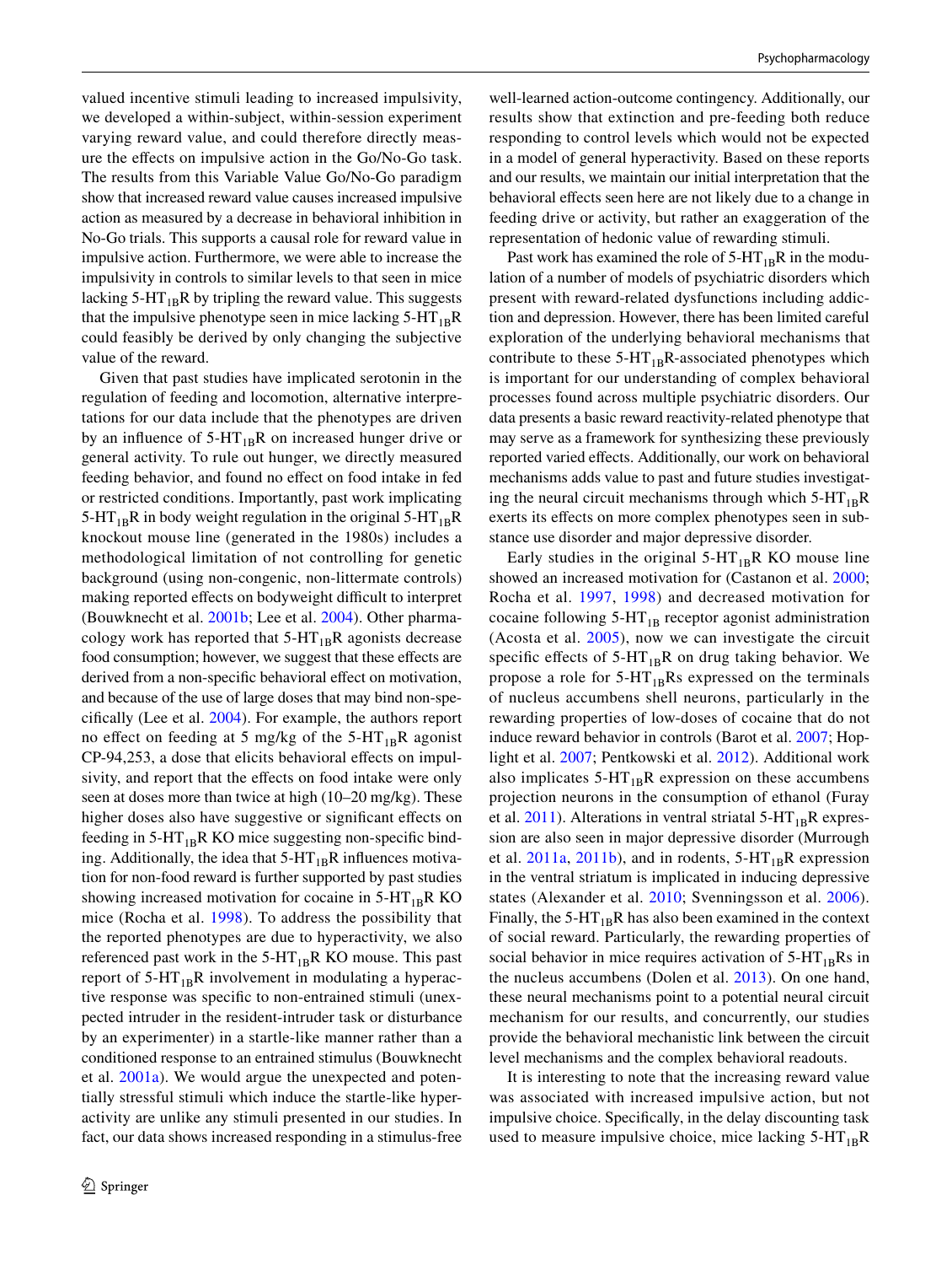valued incentive stimuli leading to increased impulsivity, we developed a within-subject, within-session experiment varying reward value, and could therefore directly measure the effects on impulsive action in the Go/No-Go task. The results from this Variable Value Go/No-Go paradigm show that increased reward value causes increased impulsive action as measured by a decrease in behavioral inhibition in No-Go trials. This supports a causal role for reward value in impulsive action. Furthermore, we were able to increase the impulsivity in controls to similar levels to that seen in mice lacking $5\text{-HT}_{1B}$R by tripling the reward value. This suggests that the impulsive phenotype seen in mice lacking $5\text{-HT}_{1B}$R could feasibly be derived by only changing the subjective value of the reward.

Given that past studies have implicated serotonin in the regulation of feeding and locomotion, alternative interpretations for our data include that the phenotypes are driven by an influence of $5\text{-HT}_{1B}$R on increased hunger drive or general activity. To rule out hunger, we directly measured feeding behavior, and found no effect on food intake in fed or restricted conditions. Importantly, past work implicating $5\text{-HT}_{1B}$R in body weight regulation in the original $5\text{-HT}_{1B}$R knockout mouse line (generated in the 1980s) includes a methodological limitation of not controlling for genetic background (using non-congenic, non-littermate controls) making reported effects on bodyweight difficult to interpret (Bouwknecht et al. 2001b; Lee et al. 2004). Other pharmacology work has reported that $5\text{-HT}_{1B}$R agonists decrease food consumption; however, we suggest that these effects are derived from a non-specific behavioral effect on motivation, and because of the use of large doses that may bind non-specifically (Lee et al. 2004). For example, the authors report no effect on feeding at 5 mg/kg of the $5\text{-HT}_{1B}$R agonist CP-94,253, a dose that elicits behavioral effects on impulsivity, and report that the effects on food intake were only seen at doses more than twice at high (10–20 mg/kg). These higher doses also have suggestive or significant effects on feeding in $5\text{-HT}_{1B}$R KO mice suggesting non-specific binding. Additionally, the idea that $5\text{-HT}_{1B}$R influences motivation for non-food reward is further supported by past studies showing increased motivation for cocaine in $5\text{-HT}_{1B}$R KO mice (Rocha et al. 1998). To address the possibility that the reported phenotypes are due to hyperactivity, we also referenced past work in the $5\text{-HT}_{1B}$R KO mouse. This past report of $5\text{-HT}_{1B}$R involvement in modulating a hyperactive response was specific to non-entrained stimuli (unexpected intruder in the resident-intruder task or disturbance by an experimenter) in a startle-like manner rather than a conditioned response to an entrained stimulus (Bouwknecht et al. 2001a). We would argue the unexpected and potentially stressful stimuli which induce the startle-like hyperactivity are unlike any stimuli presented in our studies. In fact, our data shows increased responding in a stimulus-free well-learned action-outcome contingency. Additionally, our results show that extinction and pre-feeding both reduce responding to control levels which would not be expected in a model of general hyperactivity. Based on these reports and our results, we maintain our initial interpretation that the behavioral effects seen here are not likely due to a change in feeding drive or activity, but rather an exaggeration of the representation of hedonic value of rewarding stimuli.

Past work has examined the role of $5\text{-HT}_{1B}$R in the modulation of a number of models of psychiatric disorders which present with reward-related dysfunctions including addiction and depression. However, there has been limited careful exploration of the underlying behavioral mechanisms that contribute to these $5\text{-HT}_{1B}$R-associated phenotypes which is important for our understanding of complex behavioral processes found across multiple psychiatric disorders. Our data presents a basic reward reactivity-related phenotype that may serve as a framework for synthesizing these previously reported varied effects. Additionally, our work on behavioral mechanisms adds value to past and future studies investigating the neural circuit mechanisms through which $5\text{-HT}_{1B}$R exerts its effects on more complex phenotypes seen in substance use disorder and major depressive disorder.

Early studies in the original $5\text{-HT}_{1B}$R KO mouse line showed an increased motivation for (Castanon et al. 2000; Rocha et al. 1997, 1998) and decreased motivation for cocaine following $5\text{-HT}_{1B}$ receptor agonist administration (Acosta et al. 2005), now we can investigate the circuit specific effects of $5\text{-HT}_{1B}$R on drug taking behavior. We propose a role for $5\text{-HT}_{1B}$Rs expressed on the terminals of nucleus accumbens shell neurons, particularly in the rewarding properties of low-doses of cocaine that do not induce reward behavior in controls (Barot et al. 2007; Hoplight et al. 2007; Pentkowski et al. 2012). Additional work also implicates $5\text{-HT}_{1B}$R expression on these accumbens projection neurons in the consumption of ethanol (Furay et al. 2011). Alterations in ventral striatal $5\text{-HT}_{1B}$R expression are also seen in major depressive disorder (Murrough et al. 2011a, 2011b), and in rodents, $5\text{-HT}_{1B}$R expression in the ventral striatum is implicated in inducing depressive states (Alexander et al. 2010; Svenningsson et al. 2006). Finally, the $5\text{-HT}_{1B}$R has also been examined in the context of social reward. Particularly, the rewarding properties of social behavior in mice requires activation of $5\text{-HT}_{1B}$Rs in the nucleus accumbens (Dolen et al. 2013). On one hand, these neural mechanisms point to a potential neural circuit mechanism for our results, and concurrently, our studies provide the behavioral mechanistic link between the circuit level mechanisms and the complex behavioral readouts.

It is interesting to note that the increasing reward value was associated with increased impulsive action, but not impulsive choice. Specifically, in the delay discounting task used to measure impulsive choice, mice lacking $5\text{-HT}_{1B}$R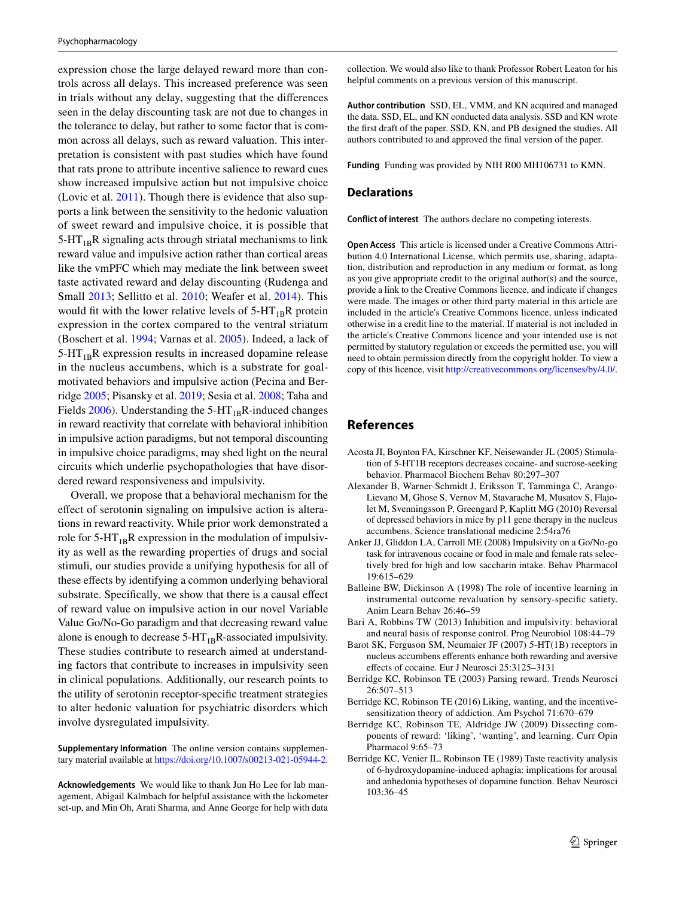expression chose the large delayed reward more than controls across all delays. This increased preference was seen in trials without any delay, suggesting that the differences seen in the delay discounting task are not due to changes in the tolerance to delay, but rather to some factor that is common across all delays, such as reward valuation. This interpretation is consistent with past studies which have found that rats prone to attribute incentive salience to reward cues show increased impulsive action but not impulsive choice (Lovic et al. 2011). Though there is evidence that also supports a link between the sensitivity to the hedonic valuation of sweet reward and impulsive choice, it is possible that 5-$HT_{1B}$R signaling acts through striatal mechanisms to link reward value and impulsive action rather than cortical areas like the vmPFC which may mediate the link between sweet taste activated reward and delay discounting (Rudenga and Small 2013; Sellitto et al. 2010; Weafer et al. 2014). This would fit with the lower relative levels of 5-$HT_{1B}$R protein expression in the cortex compared to the ventral striatum (Boschert et al. 1994; Varnas et al. 2005). Indeed, a lack of 5-$HT_{1B}$R expression results in increased dopamine release in the nucleus accumbens, which is a substrate for goal-motivated behaviors and impulsive action (Pecina and Berridge 2005; Pisansky et al. 2019; Sesia et al. 2008; Taha and Fields 2006). Understanding the 5-$HT_{1B}$R-induced changes in reward reactivity that correlate with behavioral inhibition in impulsive action paradigms, but not temporal discounting in impulsive choice paradigms, may shed light on the neural circuits which underlie psychopathologies that have disordered reward responsiveness and impulsivity.

Overall, we propose that a behavioral mechanism for the effect of serotonin signaling on impulsive action is alterations in reward reactivity. While prior work demonstrated a role for 5-$HT_{1B}$R expression in the modulation of impulsivity as well as the rewarding properties of drugs and social stimuli, our studies provide a unifying hypothesis for all of these effects by identifying a common underlying behavioral substrate. Specifically, we show that there is a causal effect of reward value on impulsive action in our novel Variable Value Go/No-Go paradigm and that decreasing reward value alone is enough to decrease 5-$HT_{1B}$R-associated impulsivity. These studies contribute to research aimed at understanding factors that contribute to increases in impulsivity seen in clinical populations. Additionally, our research points to the utility of serotonin receptor-specific treatment strategies to alter hedonic valuation for psychiatric disorders which involve dysregulated impulsivity.

**Supplementary Information** The online version contains supplementary material available at https://doi.org/10.1007/s00213-021-05944-2.

**Acknowledgements** We would like to thank Jun Ho Lee for lab management, Abigail Kalmbach for helpful assistance with the lickometer set-up, and Min Oh, Arati Sharma, and Anne George for help with data collection. We would also like to thank Professor Robert Leaton for his helpful comments on a previous version of this manuscript.

**Author contribution** SSD, EL, VMM, and KN acquired and managed the data. SSD, EL, and KN conducted data analysis. SSD and KN wrote the first draft of the paper. SSD, KN, and PB designed the studies. All authors contributed to and approved the final version of the paper.

**Funding** Funding was provided by NIH R00 MH106731 to KMN.

## Declarations

**Conflict of interest** The authors declare no competing interests.

**Open Access** This article is licensed under a Creative Commons Attribution 4.0 International License, which permits use, sharing, adaptation, distribution and reproduction in any medium or format, as long as you give appropriate credit to the original author(s) and the source, provide a link to the Creative Commons licence, and indicate if changes were made. The images or other third party material in this article are included in the article's Creative Commons licence, unless indicated otherwise in a credit line to the material. If material is not included in the article's Creative Commons licence and your intended use is not permitted by statutory regulation or exceeds the permitted use, you will need to obtain permission directly from the copyright holder. To view a copy of this licence, visit http://creativecommons.org/licenses/by/4.0/.

## References

Acosta JI, Boynton FA, Kirschner KF, Neisewander JL (2005) Stimulation of 5-HT1B receptors decreases cocaine- and sucrose-seeking behavior. Pharmacol Biochem Behav 80:297–307

Alexander B, Warner-Schmidt J, Eriksson T, Tamminga C, Arango-Lievano M, Ghose S, Vernov M, Stavarache M, Musatov S, Flajolet M, Svenningsson P, Greengard P, Kaplitt MG (2010) Reversal of depressed behaviors in mice by p11 gene therapy in the nucleus accumbens. Science translational medicine 2:54ra76

Anker JJ, Gliddon LA, Carroll ME (2008) Impulsivity on a Go/No-go task for intravenous cocaine or food in male and female rats selectively bred for high and low saccharin intake. Behav Pharmacol 19:615–629

Balleine BW, Dickinson A (1998) The role of incentive learning in instrumental outcome revaluation by sensory-specific satiety. Anim Learn Behav 26:46–59

Bari A, Robbins TW (2013) Inhibition and impulsivity: behavioral and neural basis of response control. Prog Neurobiol 108:44–79

Barot SK, Ferguson SM, Neumaier JF (2007) 5-HT(1B) receptors in nucleus accumbens efferents enhance both rewarding and aversive effects of cocaine. Eur J Neurosci 25:3125–3131

Berridge KC, Robinson TE (2003) Parsing reward. Trends Neurosci 26:507–513

Berridge KC, Robinson TE (2016) Liking, wanting, and the incentive-sensitization theory of addiction. Am Psychol 71:670–679

Berridge KC, Robinson TE, Aldridge JW (2009) Dissecting components of reward: 'liking', 'wanting', and learning. Curr Opin Pharmacol 9:65–73

Berridge KC, Venier IL, Robinson TE (1989) Taste reactivity analysis of 6-hydroxydopamine-induced aphagia: implications for arousal and anhedonia hypotheses of dopamine function. Behav Neurosci 103:36–45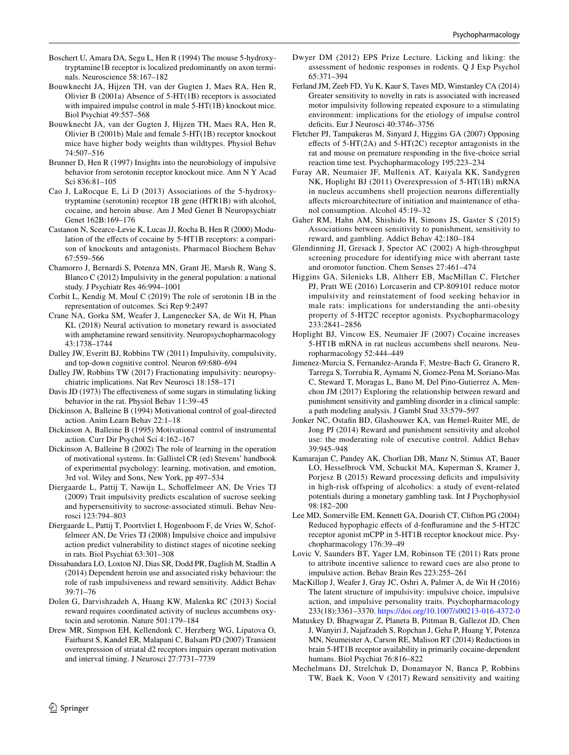Boschert U, Amara DA, Segu L, Hen R (1994) The mouse 5-hydroxytryptamine1B receptor is localized predominantly on axon terminals. Neuroscience 58:167–182

Bouwknecht JA, Hijzen TH, van der Gugten J, Maes RA, Hen R, Olivier B (2001a) Absence of 5-HT(1B) receptors is associated with impaired impulse control in male 5-HT(1B) knockout mice. Biol Psychiat 49:557–568

Bouwknecht JA, van der Gugten J, Hijzen TH, Maes RA, Hen R, Olivier B (2001b) Male and female 5-HT(1B) receptor knockout mice have higher body weights than wildtypes. Physiol Behav 74:507–516

Brunner D, Hen R (1997) Insights into the neurobiology of impulsive behavior from serotonin receptor knockout mice. Ann N Y Acad Sci 836:81–105

Cao J, LaRocque E, Li D (2013) Associations of the 5-hydroxytryptamine (serotonin) receptor 1B gene (HTR1B) with alcohol, cocaine, and heroin abuse. Am J Med Genet B Neuropsychiatr Genet 162B:169–176

Castanon N, Scearce-Levie K, Lucas JJ, Rocha B, Hen R (2000) Modulation of the effects of cocaine by 5-HT1B receptors: a comparison of knockouts and antagonists. Pharmacol Biochem Behav 67:559–566

Chamorro J, Bernardi S, Potenza MN, Grant JE, Marsh R, Wang S, Blanco C (2012) Impulsivity in the general population: a national study. J Psychiatr Res 46:994–1001

Corbit L, Kendig M, Moul C (2019) The role of serotonin 1B in the representation of outcomes. Sci Rep 9:2497

Crane NA, Gorka SM, Weafer J, Langenecker SA, de Wit H, Phan KL (2018) Neural activation to monetary reward is associated with amphetamine reward sensitivity. Neuropsychopharmacology 43:1738–1744

Dalley JW, Everitt BJ, Robbins TW (2011) Impulsivity, compulsivity, and top-down cognitive control. Neuron 69:680–694

Dalley JW, Robbins TW (2017) Fractionating impulsivity: neuropsychiatric implications. Nat Rev Neurosci 18:158–171

Davis JD (1973) The effectiveness of some sugars in stimulating licking behavior in the rat. Physiol Behav 11:39–45

Dickinson A, Balleine B (1994) Motivational control of goal-directed action. Anim Learn Behav 22:1–18

Dickinson A, Balleine B (1995) Motivational control of instrumental action. Curr Dir Psychol Sci 4:162–167

Dickinson A, Balleine B (2002) The role of learning in the operation of motivational systems. In: Gallistel CR (ed) Stevens' handbook of experimental psychology: learning, motivation, and emotion, 3rd vol. Wiley and Sons, New York, pp 497–534

Diergaarde L, Pattij T, Nawijn L, Schoffelmeer AN, De Vries TJ (2009) Trait impulsivity predicts escalation of sucrose seeking and hypersensitivity to sucrose-associated stimuli. Behav Neurosci 123:794–803

Diergaarde L, Pattij T, Poortvliet I, Hogenboom F, de Vries W, Schoffelmeer AN, De Vries TJ (2008) Impulsive choice and impulsive action predict vulnerability to distinct stages of nicotine seeking in rats. Biol Psychiat 63:301–308

Dissabandara LO, Loxton NJ, Dias SR, Dodd PR, Daglish M, Stadlin A (2014) Dependent heroin use and associated risky behaviour: the role of rash impulsiveness and reward sensitivity. Addict Behav 39:71–76

Dolen G, Darvishzadeh A, Huang KW, Malenka RC (2013) Social reward requires coordinated activity of nucleus accumbens oxytocin and serotonin. Nature 501:179–184

Drew MR, Simpson EH, Kellendonk C, Herzberg WG, Lipatova O, Fairhurst S, Kandel ER, Malapani C, Balsam PD (2007) Transient overexpression of striatal d2 receptors impairs operant motivation and interval timing. J Neurosci 27:7731–7739

Dwyer DM (2012) EPS Prize Lecture. Licking and liking: the assessment of hedonic responses in rodents. Q J Exp Psychol 65:371–394

Ferland JM, Zeeb FD, Yu K, Kaur S, Taves MD, Winstanley CA (2014) Greater sensitivity to novelty in rats is associated with increased motor impulsivity following repeated exposure to a stimulating environment: implications for the etiology of impulse control deficits. Eur J Neurosci 40:3746–3756

Fletcher PJ, Tampakeras M, Sinyard J, Higgins GA (2007) Opposing effects of 5-HT(2A) and 5-HT(2C) receptor antagonists in the rat and mouse on premature responding in the five-choice serial reaction time test. Psychopharmacology 195:223–234

Furay AR, Neumaier JF, Mullenix AT, Kaiyala KK, Sandygren NK, Hoplight BJ (2011) Overexpression of 5-HT(1B) mRNA in nucleus accumbens shell projection neurons differentially affects microarchitecture of initiation and maintenance of ethanol consumption. Alcohol 45:19–32

Gaher RM, Hahn AM, Shishido H, Simons JS, Gaster S (2015) Associations between sensitivity to punishment, sensitivity to reward, and gambling. Addict Behav 42:180–184

Glendinning JI, Gresack J, Spector AC (2002) A high-throughput screening procedure for identifying mice with aberrant taste and oromotor function. Chem Senses 27:461–474

Higgins GA, Silenieks LB, Altherr EB, MacMillan C, Fletcher PJ, Pratt WE (2016) Lorcaserin and CP-809101 reduce motor impulsivity and reinstatement of food seeking behavior in male rats: implications for understanding the anti-obesity property of 5-HT2C receptor agonists. Psychopharmacology 233:2841–2856

Hoplight BJ, Vincow ES, Neumaier JF (2007) Cocaine increases 5-HT1B mRNA in rat nucleus accumbens shell neurons. Neuropharmacology 52:444–449

Jimenez-Murcia S, Fernandez-Aranda F, Mestre-Bach G, Granero R, Tarrega S, Torrubia R, Aymami N, Gomez-Pena M, Soriano-Mas C, Steward T, Moragas L, Bano M, Del Pino-Gutierrez A, Menchon JM (2017) Exploring the relationship between reward and punishment sensitivity and gambling disorder in a clinical sample: a path modeling analysis. J Gambl Stud 33:579–597

Jonker NC, Ostafin BD, Glashouwer KA, van Hemel-Ruiter ME, de Jong PJ (2014) Reward and punishment sensitivity and alcohol use: the moderating role of executive control. Addict Behav 39:945–948

Kamarajan C, Pandey AK, Chorlian DB, Manz N, Stimus AT, Bauer LO, Hesselbrock VM, Schuckit MA, Kuperman S, Kramer J, Porjesz B (2015) Reward processing deficits and impulsivity in high-risk offspring of alcoholics: a study of event-related potentials during a monetary gambling task. Int J Psychophysiol 98:182–200

Lee MD, Somerville EM, Kennett GA, Dourish CT, Clifton PG (2004) Reduced hypophagic effects of d-fenfluramine and the 5-HT2C receptor agonist mCPP in 5-HT1B receptor knockout mice. Psychopharmacology 176:39–49

Lovic V, Saunders BT, Yager LM, Robinson TE (2011) Rats prone to attribute incentive salience to reward cues are also prone to impulsive action. Behav Brain Res 223:255–261

MacKillop J, Weafer J, Gray JC, Oshri A, Palmer A, de Wit H (2016) The latent structure of impulsivity: impulsive choice, impulsive action, and impulsive personality traits. Psychopharmacology 233(18):3361–3370. https://doi.org/10.1007/s00213-016-4372-0

Matuskey D, Bhagwagar Z, Planeta B, Pittman B, Gallezot JD, Chen J, Wanyiri J, Najafzadeh S, Ropchan J, Geha P, Huang Y, Potenza MN, Neumeister A, Carson RE, Malison RT (2014) Reductions in brain 5-HT1B receptor availability in primarily cocaine-dependent humans. Biol Psychiat 76:816–822

Mechelmans DJ, Strelchuk D, Donamayor N, Banca P, Robbins TW, Baek K, Voon V (2017) Reward sensitivity and waiting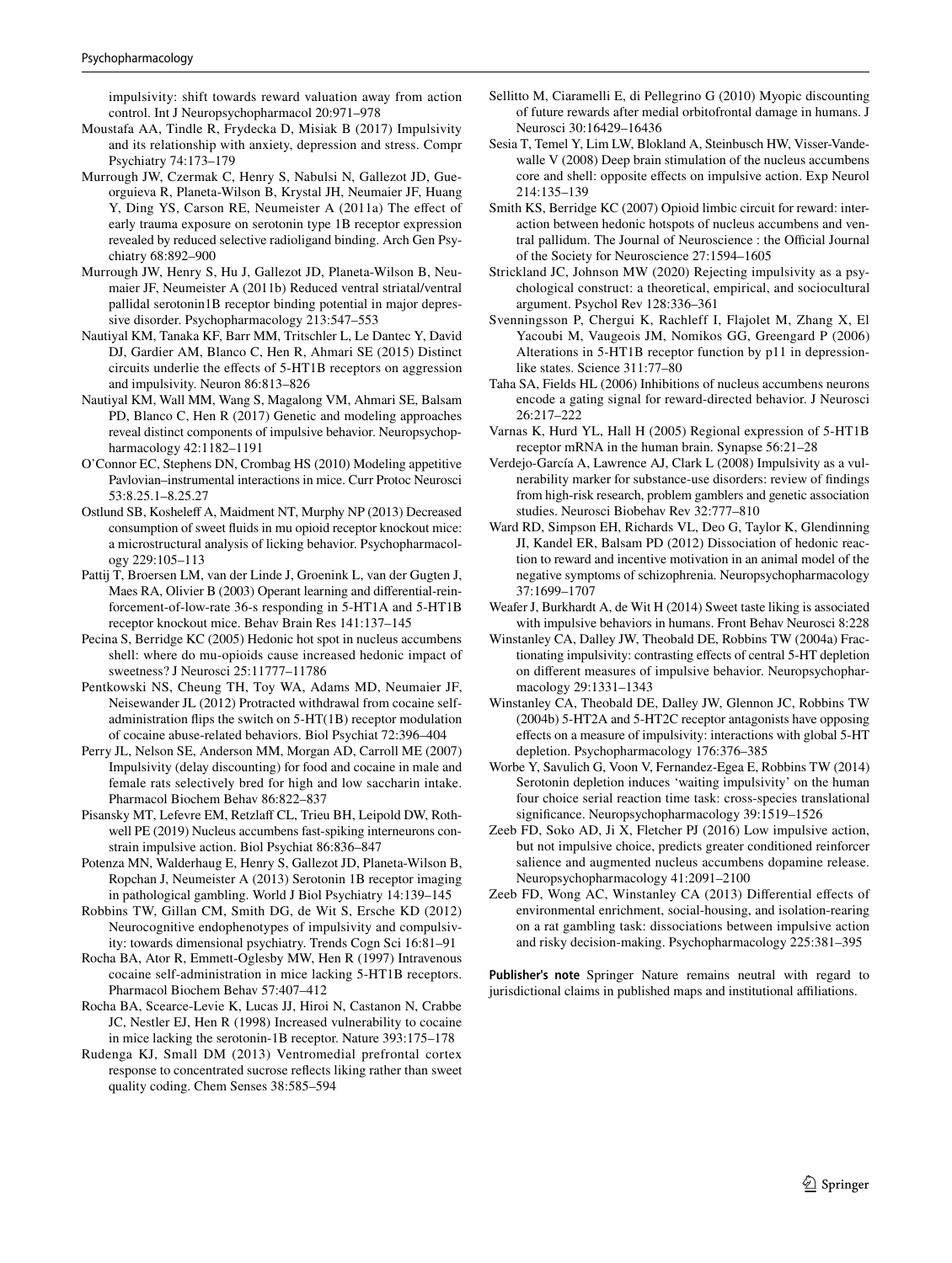impulsivity: shift towards reward valuation away from action control. Int J Neuropsychopharmacol 20:971–978

Moustafa AA, Tindle R, Frydecka D, Misiak B (2017) Impulsivity and its relationship with anxiety, depression and stress. Compr Psychiatry 74:173–179

Murrough JW, Czermak C, Henry S, Nabulsi N, Gallezot JD, Gueorguieva R, Planeta-Wilson B, Krystal JH, Neumaier JF, Huang Y, Ding YS, Carson RE, Neumeister A (2011a) The effect of early trauma exposure on serotonin type 1B receptor expression revealed by reduced selective radioligand binding. Arch Gen Psychiatry 68:892–900

Murrough JW, Henry S, Hu J, Gallezot JD, Planeta-Wilson B, Neumaier JF, Neumeister A (2011b) Reduced ventral striatal/ventral pallidal serotonin1B receptor binding potential in major depressive disorder. Psychopharmacology 213:547–553

Nautiyal KM, Tanaka KF, Barr MM, Tritschler L, Le Dantec Y, David DJ, Gardier AM, Blanco C, Hen R, Ahmari SE (2015) Distinct circuits underlie the effects of 5-HT1B receptors on aggression and impulsivity. Neuron 86:813–826

Nautiyal KM, Wall MM, Wang S, Magalong VM, Ahmari SE, Balsam PD, Blanco C, Hen R (2017) Genetic and modeling approaches reveal distinct components of impulsive behavior. Neuropsychopharmacology 42:1182–1191

O'Connor EC, Stephens DN, Crombag HS (2010) Modeling appetitive Pavlovian–instrumental interactions in mice. Curr Protoc Neurosci 53:8.25.1–8.25.27

Ostlund SB, Kosheleff A, Maidment NT, Murphy NP (2013) Decreased consumption of sweet fluids in mu opioid receptor knockout mice: a microstructural analysis of licking behavior. Psychopharmacology 229:105–113

Pattij T, Broersen LM, van der Linde J, Groenink L, van der Gugten J, Maes RA, Olivier B (2003) Operant learning and differential-reinforcement-of-low-rate 36-s responding in 5-HT1A and 5-HT1B receptor knockout mice. Behav Brain Res 141:137–145

Pecina S, Berridge KC (2005) Hedonic hot spot in nucleus accumbens shell: where do mu-opioids cause increased hedonic impact of sweetness? J Neurosci 25:11777–11786

Pentkowski NS, Cheung TH, Toy WA, Adams MD, Neumaier JF, Neisewander JL (2012) Protracted withdrawal from cocaine self-administration flips the switch on 5-HT(1B) receptor modulation of cocaine abuse-related behaviors. Biol Psychiat 72:396–404

Perry JL, Nelson SE, Anderson MM, Morgan AD, Carroll ME (2007) Impulsivity (delay discounting) for food and cocaine in male and female rats selectively bred for high and low saccharin intake. Pharmacol Biochem Behav 86:822–837

Pisansky MT, Lefevre EM, Retzlaff CL, Trieu BH, Leipold DW, Rothwell PE (2019) Nucleus accumbens fast-spiking interneurons constrain impulsive action. Biol Psychiat 86:836–847

Potenza MN, Walderhaug E, Henry S, Gallezot JD, Planeta-Wilson B, Ropchan J, Neumeister A (2013) Serotonin 1B receptor imaging in pathological gambling. World J Biol Psychiatry 14:139–145

Robbins TW, Gillan CM, Smith DG, de Wit S, Ersche KD (2012) Neurocognitive endophenotypes of impulsivity and compulsivity: towards dimensional psychiatry. Trends Cogn Sci 16:81–91

Rocha BA, Ator R, Emmett-Oglesby MW, Hen R (1997) Intravenous cocaine self-administration in mice lacking 5-HT1B receptors. Pharmacol Biochem Behav 57:407–412

Rocha BA, Scearce-Levie K, Lucas JJ, Hiroi N, Castanon N, Crabbe JC, Nestler EJ, Hen R (1998) Increased vulnerability to cocaine in mice lacking the serotonin-1B receptor. Nature 393:175–178

Rudenga KJ, Small DM (2013) Ventromedial prefrontal cortex response to concentrated sucrose reflects liking rather than sweet quality coding. Chem Senses 38:585–594

Sellitto M, Ciaramelli E, di Pellegrino G (2010) Myopic discounting of future rewards after medial orbitofrontal damage in humans. J Neurosci 30:16429–16436

Sesia T, Temel Y, Lim LW, Blokland A, Steinbusch HW, Visser-Vandewalle V (2008) Deep brain stimulation of the nucleus accumbens core and shell: opposite effects on impulsive action. Exp Neurol 214:135–139

Smith KS, Berridge KC (2007) Opioid limbic circuit for reward: interaction between hedonic hotspots of nucleus accumbens and ventral pallidum. The Journal of Neuroscience : the Official Journal of the Society for Neuroscience 27:1594–1605

Strickland JC, Johnson MW (2020) Rejecting impulsivity as a psychological construct: a theoretical, empirical, and sociocultural argument. Psychol Rev 128:336–361

Svenningsson P, Chergui K, Rachleff I, Flajolet M, Zhang X, El Yacoubi M, Vaugeois JM, Nomikos GG, Greengard P (2006) Alterations in 5-HT1B receptor function by p11 in depression-like states. Science 311:77–80

Taha SA, Fields HL (2006) Inhibitions of nucleus accumbens neurons encode a gating signal for reward-directed behavior. J Neurosci 26:217–222

Varnas K, Hurd YL, Hall H (2005) Regional expression of 5-HT1B receptor mRNA in the human brain. Synapse 56:21–28

Verdejo-García A, Lawrence AJ, Clark L (2008) Impulsivity as a vulnerability marker for substance-use disorders: review of findings from high-risk research, problem gamblers and genetic association studies. Neurosci Biobehav Rev 32:777–810

Ward RD, Simpson EH, Richards VL, Deo G, Taylor K, Glendinning JI, Kandel ER, Balsam PD (2012) Dissociation of hedonic reaction to reward and incentive motivation in an animal model of the negative symptoms of schizophrenia. Neuropsychopharmacology 37:1699–1707

Weafer J, Burkhardt A, de Wit H (2014) Sweet taste liking is associated with impulsive behaviors in humans. Front Behav Neurosci 8:228

Winstanley CA, Dalley JW, Theobald DE, Robbins TW (2004a) Fractionating impulsivity: contrasting effects of central 5-HT depletion on different measures of impulsive behavior. Neuropsychopharmacology 29:1331–1343

Winstanley CA, Theobald DE, Dalley JW, Glennon JC, Robbins TW (2004b) 5-HT2A and 5-HT2C receptor antagonists have opposing effects on a measure of impulsivity: interactions with global 5-HT depletion. Psychopharmacology 176:376–385

Worbe Y, Savulich G, Voon V, Fernandez-Egea E, Robbins TW (2014) Serotonin depletion induces 'waiting impulsivity' on the human four choice serial reaction time task: cross-species translational significance. Neuropsychopharmacology 39:1519–1526

Zeeb FD, Soko AD, Ji X, Fletcher PJ (2016) Low impulsive action, but not impulsive choice, predicts greater conditioned reinforcer salience and augmented nucleus accumbens dopamine release. Neuropsychopharmacology 41:2091–2100

Zeeb FD, Wong AC, Winstanley CA (2013) Differential effects of environmental enrichment, social-housing, and isolation-rearing on a rat gambling task: dissociations between impulsive action and risky decision-making. Psychopharmacology 225:381–395

**Publisher's note** Springer Nature remains neutral with regard to jurisdictional claims in published maps and institutional affiliations.